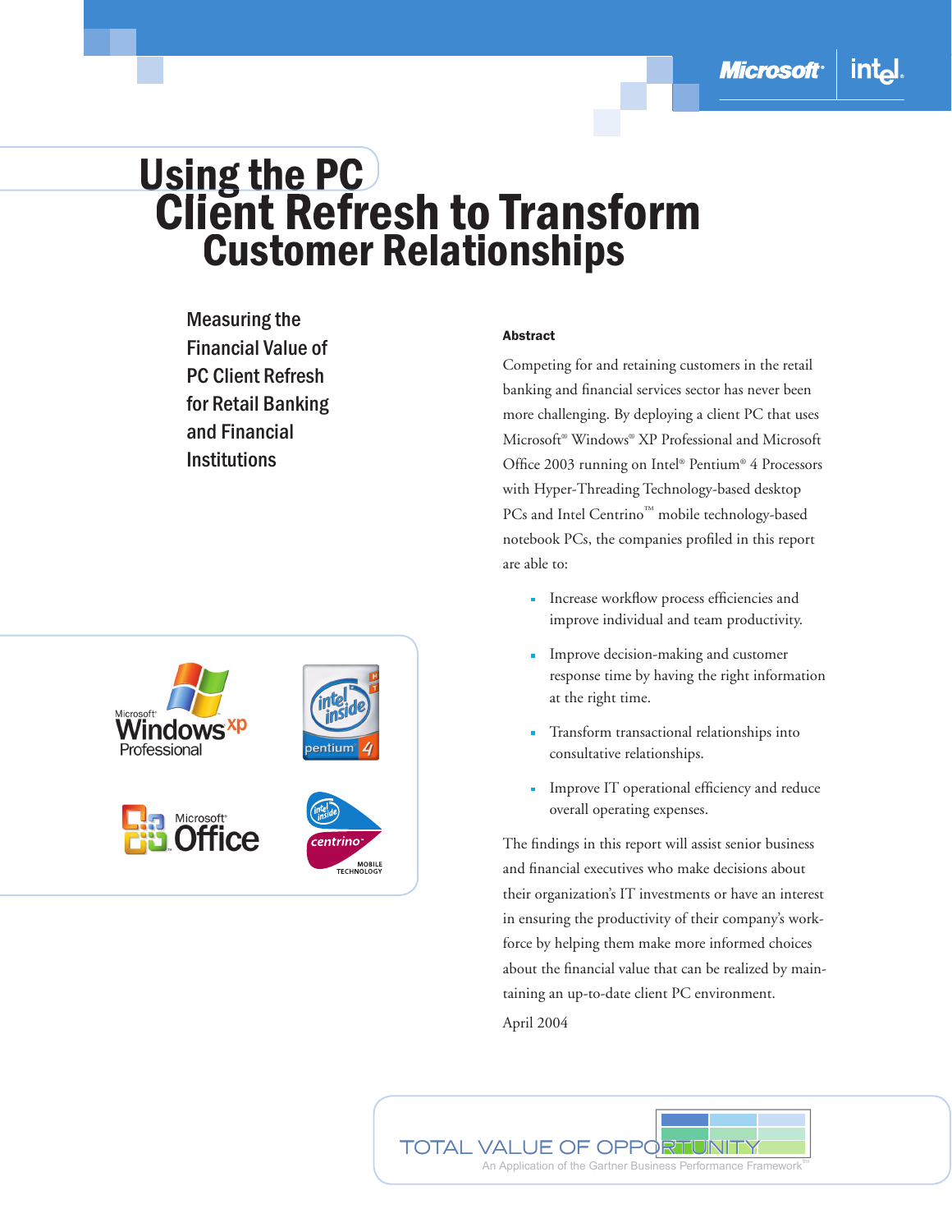# Using the PC Client Refresh to Transform Customer Relationships

## Measuring the Financial Value of PC Client Refresh for Retail Banking and Financial Institutions

**Abstract**

Competing for and retaining customers in the retail banking and financial services sector has never been more challenging. By deploying a client PC that uses Microsoft® Windows® XP Professional and Microsoft Office 2003 running on Intel® Pentium® 4 Processors with Hyper-Threading Technology-based desktop PCs and Intel Centrino™ mobile technology-based notebook PCs, the companies profiled in this report are able to:

- Increase workflow process efficiencies and improve individual and team productivity.
- Improve decision-making and customer response time by having the right information at the right time.
- Transform transactional relationships into consultative relationships.
- Improve IT operational efficiency and reduce overall operating expenses.

The findings in this report will assist senior business and financial executives who make decisions about their organization's IT investments or have an interest in ensuring the productivity of their company's workforce by helping them make more informed choices about the financial value that can be realized by maintaining an up-to-date client PC environment.

April 2004

TOTAL VALUE OF OPPORTUNITY

An Application of the Gartner Business Performance Framework™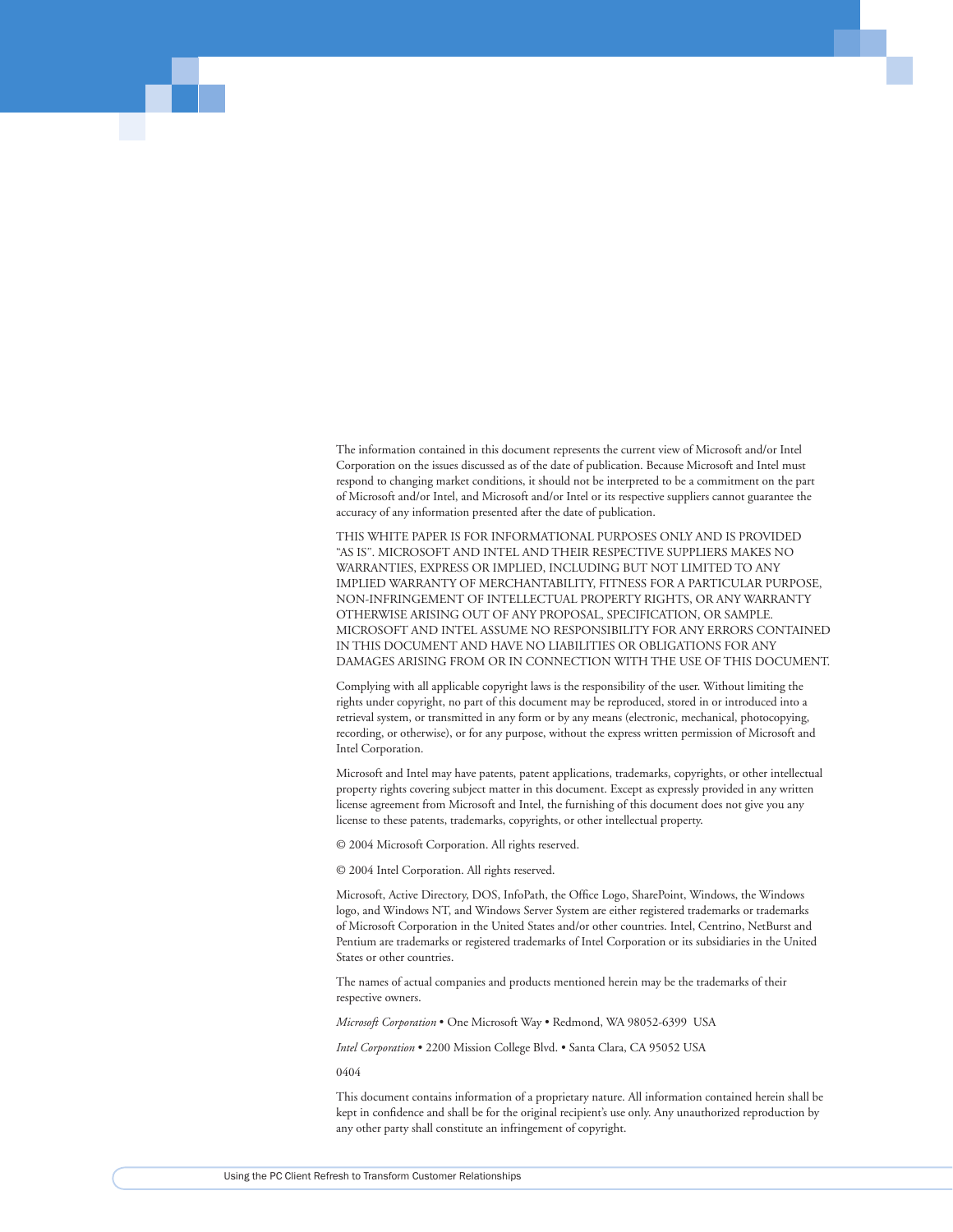The information contained in this document represents the current view of Microsoft and/or Intel Corporation on the issues discussed as of the date of publication. Because Microsoft and Intel must respond to changing market conditions, it should not be interpreted to be a commitment on the part of Microsoft and/or Intel, and Microsoft and/or Intel or its respective suppliers cannot guarantee the accuracy of any information presented after the date of publication.

THIS WHITE PAPER IS FOR INFORMATIONAL PURPOSES ONLY AND IS PROVIDED "AS IS". MICROSOFT AND INTEL AND THEIR RESPECTIVE SUPPLIERS MAKES NO WARRANTIES, EXPRESS OR IMPLIED, INCLUDING BUT NOT LIMITED TO ANY IMPLIED WARRANTY OF MERCHANTABILITY, FITNESS FOR A PARTICULAR PURPOSE, NON-INFRINGEMENT OF INTELLECTUAL PROPERTY RIGHTS, OR ANY WARRANTY OTHERWISE ARISING OUT OF ANY PROPOSAL, SPECIFICATION, OR SAMPLE. MICROSOFT AND INTEL ASSUME NO RESPONSIBILITY FOR ANY ERRORS CONTAINED IN THIS DOCUMENT AND HAVE NO LIABILITIES OR OBLIGATIONS FOR ANY DAMAGES ARISING FROM OR IN CONNECTION WITH THE USE OF THIS DOCUMENT.

Complying with all applicable copyright laws is the responsibility of the user. Without limiting the rights under copyright, no part of this document may be reproduced, stored in or introduced into a retrieval system, or transmitted in any form or by any means (electronic, mechanical, photocopying, recording, or otherwise), or for any purpose, without the express written permission of Microsoft and Intel Corporation.

Microsoft and Intel may have patents, patent applications, trademarks, copyrights, or other intellectual property rights covering subject matter in this document. Except as expressly provided in any written license agreement from Microsoft and Intel, the furnishing of this document does not give you any license to these patents, trademarks, copyrights, or other intellectual property.

© 2004 Microsoft Corporation. All rights reserved.

© 2004 Intel Corporation. All rights reserved.

Microsoft, Active Directory, DOS, InfoPath, the Office Logo, SharePoint, Windows, the Windows logo, and Windows NT, and Windows Server System are either registered trademarks or trademarks of Microsoft Corporation in the United States and/or other countries. Intel, Centrino, NetBurst and Pentium are trademarks or registered trademarks of Intel Corporation or its subsidiaries in the United States or other countries.

The names of actual companies and products mentioned herein may be the trademarks of their respective owners.

*Microsoft Corporation* • One Microsoft Way • Redmond, WA 98052-6399 USA

*Intel Corporation* • 2200 Mission College Blvd. • Santa Clara, CA 95052 USA

0404

This document contains information of a proprietary nature. All information contained herein shall be kept in confidence and shall be for the original recipient's use only. Any unauthorized reproduction by any other party shall constitute an infringement of copyright.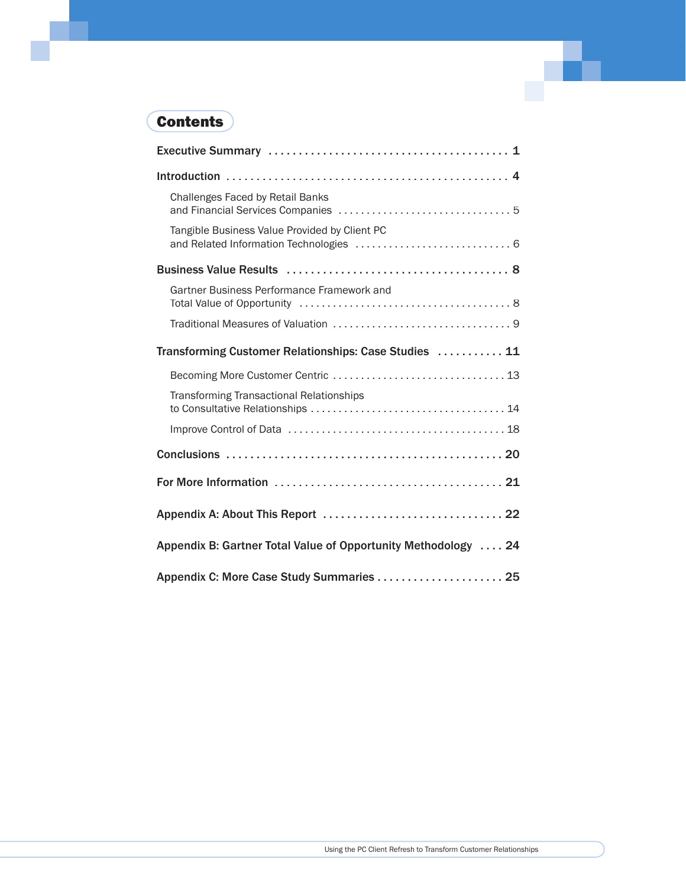# Contents

**Executive Summary** . . . . . . . . . . . . . . . . . . . . . . . . . . . . . . . . . . . . . . . . **1**

**Introduction** . . . . . . . . . . . . . . . . . . . . . . . . . . . . . . . . . . . . . . . . . . . . . . . . **4**

- Challenges Faced by Retail Banks and Financial Services Companies . . . . . . . . . . . . . . . . . . . . . . . . . . . . . . . 5
- Tangible Business Value Provided by Client PC and Related Information Technologies . . . . . . . . . . . . . . . . . . . . . . . . . . . . 6

**Business Value Results** . . . . . . . . . . . . . . . . . . . . . . . . . . . . . . . . . . . . . . **8**

- Gartner Business Performance Framework and Total Value of Opportunity . . . . . . . . . . . . . . . . . . . . . . . . . . . . . . . . . . . . . 8
- Traditional Measures of Valuation . . . . . . . . . . . . . . . . . . . . . . . . . . . . . . . . 9

**Transforming Customer Relationships: Case Studies** . . . . . . . . . . . **11**

- Becoming More Customer Centric . . . . . . . . . . . . . . . . . . . . . . . . . . . . . . . 13
- Transforming Transactional Relationships to Consultative Relationships . . . . . . . . . . . . . . . . . . . . . . . . . . . . . . . . . . . 14
- Improve Control of Data . . . . . . . . . . . . . . . . . . . . . . . . . . . . . . . . . . . . . . 18

**Conclusions** . . . . . . . . . . . . . . . . . . . . . . . . . . . . . . . . . . . . . . . . . . . . . . **20**

**For More Information** . . . . . . . . . . . . . . . . . . . . . . . . . . . . . . . . . . . . . . **21**

**Appendix A: About This Report** . . . . . . . . . . . . . . . . . . . . . . . . . . . . . . **22**

**Appendix B: Gartner Total Value of Opportunity Methodology** . . . . **24**

**Appendix C: More Case Study Summaries** . . . . . . . . . . . . . . . . . . . . . **25**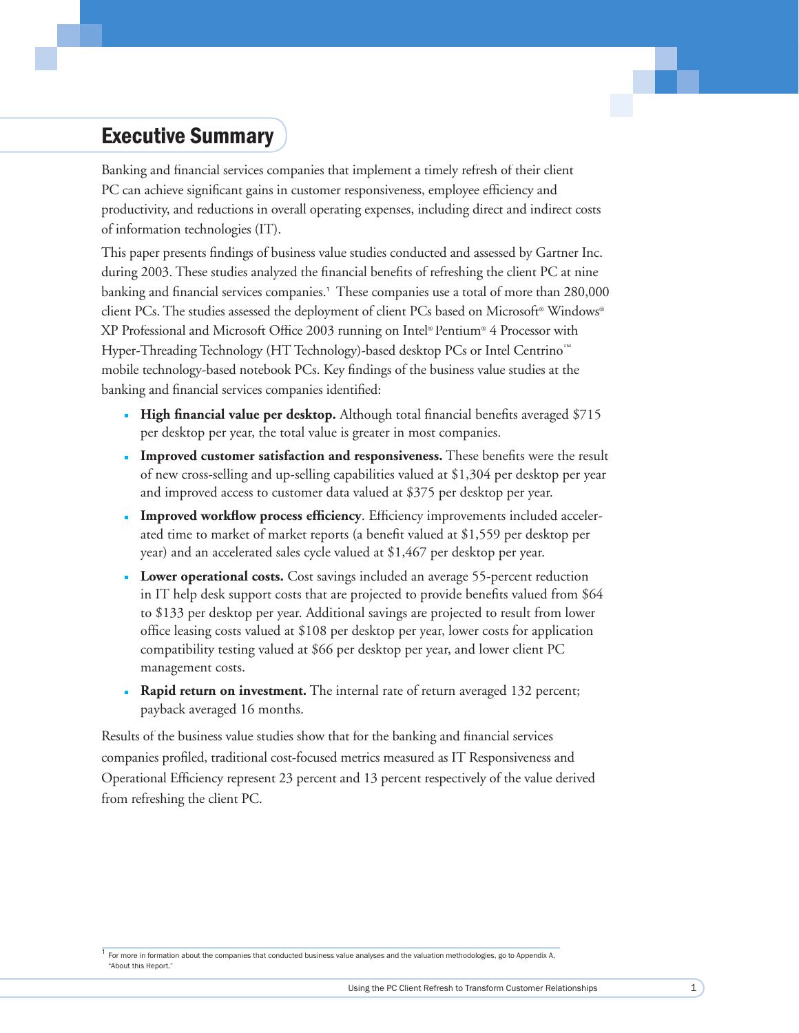## Executive Summary

Banking and financial services companies that implement a timely refresh of their client PC can achieve significant gains in customer responsiveness, employee efficiency and productivity, and reductions in overall operating expenses, including direct and indirect costs of information technologies (IT).

This paper presents findings of business value studies conducted and assessed by Gartner Inc. during 2003. These studies analyzed the financial benefits of refreshing the client PC at nine banking and financial services companies.[1] These companies use a total of more than 280,000 client PCs. The studies assessed the deployment of client PCs based on Microsoft® Windows® XP Professional and Microsoft Office 2003 running on Intel® Pentium® 4 Processor with Hyper-Threading Technology (HT Technology)-based desktop PCs or Intel Centrino™ mobile technology-based notebook PCs. Key findings of the business value studies at the banking and financial services companies identified:

- **High financial value per desktop.** Although total financial benefits averaged $715 per desktop per year, the total value is greater in most companies.
- **Improved customer satisfaction and responsiveness.** These benefits were the result of new cross-selling and up-selling capabilities valued at $1,304 per desktop per year and improved access to customer data valued at $375 per desktop per year.
- **Improved workflow process efficiency**. Efficiency improvements included accelerated time to market of market reports (a benefit valued at $1,559 per desktop per year) and an accelerated sales cycle valued at $1,467 per desktop per year.
- **Lower operational costs.** Cost savings included an average 55-percent reduction in IT help desk support costs that are projected to provide benefits valued from $64 to $133 per desktop per year. Additional savings are projected to result from lower office leasing costs valued at $108 per desktop per year, lower costs for application compatibility testing valued at $66 per desktop per year, and lower client PC management costs.
- **Rapid return on investment.** The internal rate of return averaged 132 percent; payback averaged 16 months.

Results of the business value studies show that for the banking and financial services companies profiled, traditional cost-focused metrics measured as IT Responsiveness and Operational Efficiency represent 23 percent and 13 percent respectively of the value derived from refreshing the client PC.

[1] For more in formation about the companies that conducted business value analyses and the valuation methodologies, go to Appendix A, "About this Report."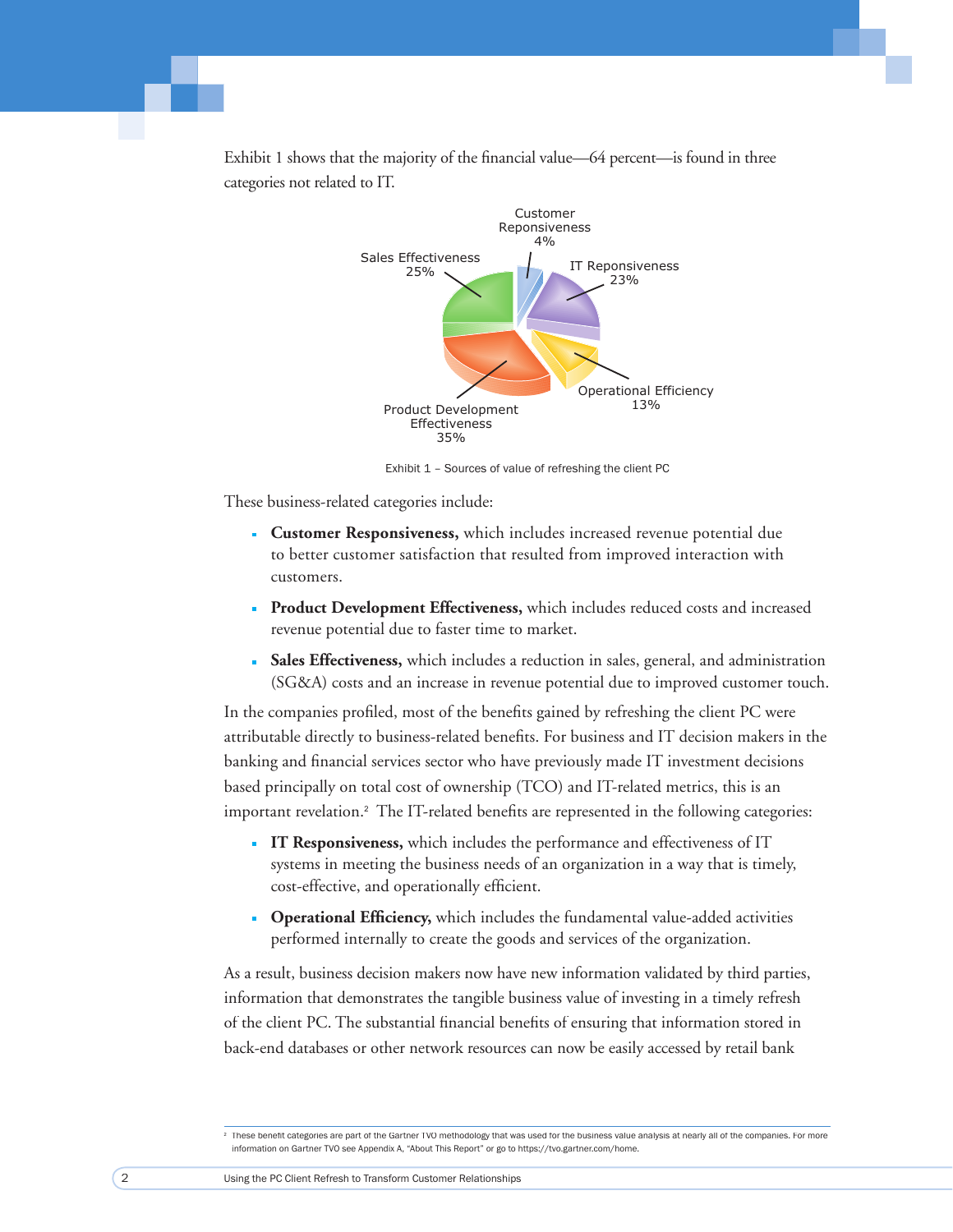Exhibit 1 shows that the majority of the financial value—64 percent—is found in three categories not related to IT.

Customer Reponsiveness 4%

IT Reponsiveness 23%

Sales Effectiveness 25%

Operational Efficiency 13%

Product Development Effectiveness 35%

Exhibit 1 – Sources of value of refreshing the client PC

These business-related categories include:

- **Customer Responsiveness,** which includes increased revenue potential due to better customer satisfaction that resulted from improved interaction with customers.
- **Product Development Effectiveness,** which includes reduced costs and increased revenue potential due to faster time to market.
- **Sales Effectiveness,** which includes a reduction in sales, general, and administration (SG&A) costs and an increase in revenue potential due to improved customer touch.

In the companies profiled, most of the benefits gained by refreshing the client PC were attributable directly to business-related benefits. For business and IT decision makers in the banking and financial services sector who have previously made IT investment decisions based principally on total cost of ownership (TCO) and IT-related metrics, this is an important revelation.[2] The IT-related benefits are represented in the following categories:

- **IT Responsiveness,** which includes the performance and effectiveness of IT systems in meeting the business needs of an organization in a way that is timely, cost-effective, and operationally efficient.
- **Operational Efficiency,** which includes the fundamental value-added activities performed internally to create the goods and services of the organization.

As a result, business decision makers now have new information validated by third parties, information that demonstrates the tangible business value of investing in a timely refresh of the client PC. The substantial financial benefits of ensuring that information stored in back-end databases or other network resources can now be easily accessed by retail bank

[2] These benefit categories are part of the Gartner TVO methodology that was used for the business value analysis at nearly all of the companies. For more information on Gartner TVO see Appendix A, "About This Report" or go to https://tvo.gartner.com/home.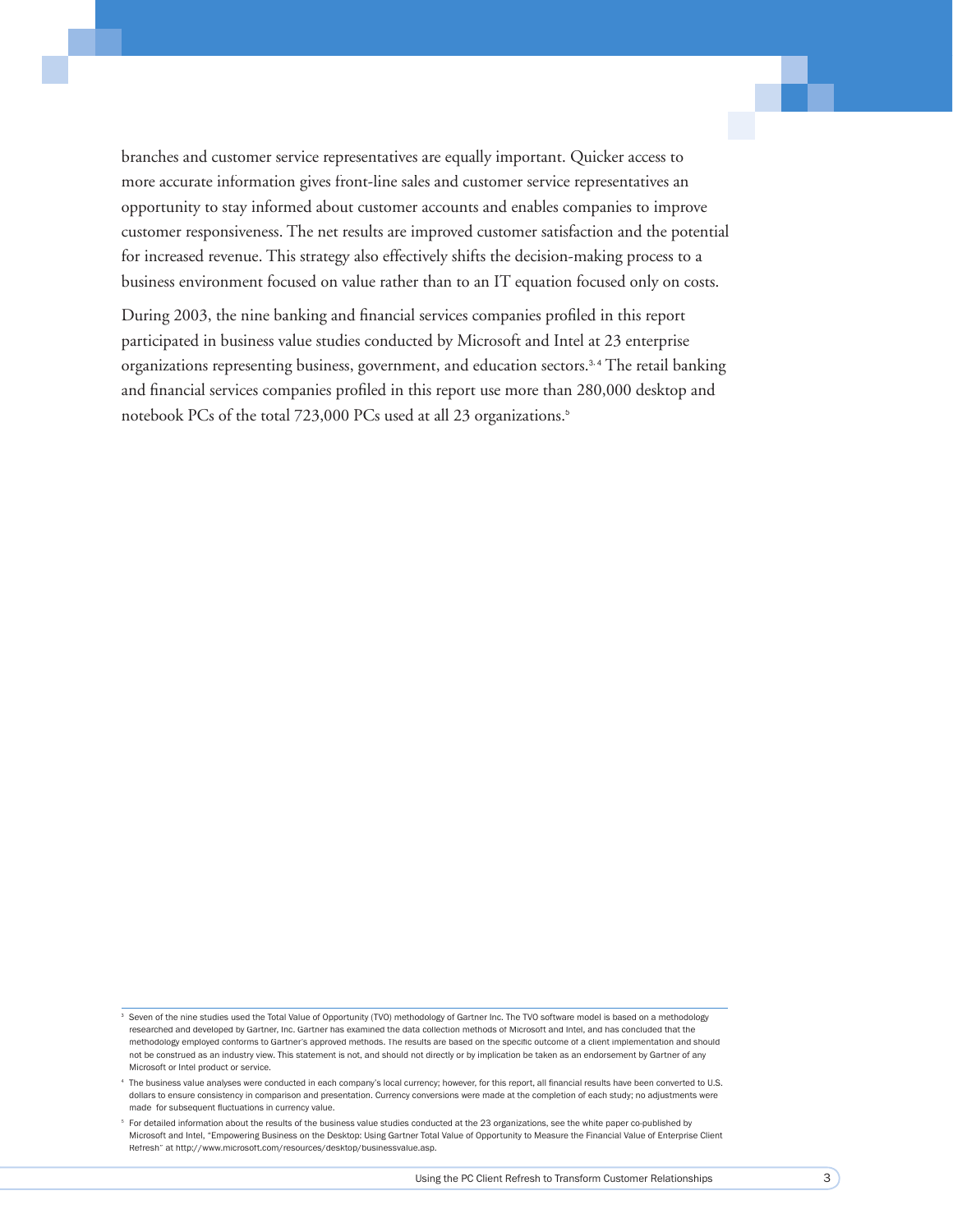branches and customer service representatives are equally important. Quicker access to more accurate information gives front-line sales and customer service representatives an opportunity to stay informed about customer accounts and enables companies to improve customer responsiveness. The net results are improved customer satisfaction and the potential for increased revenue. This strategy also effectively shifts the decision-making process to a business environment focused on value rather than to an IT equation focused only on costs.

During 2003, the nine banking and financial services companies profiled in this report participated in business value studies conducted by Microsoft and Intel at 23 enterprise organizations representing business, government, and education sectors.[3, 4] The retail banking and financial services companies profiled in this report use more than 280,000 desktop and notebook PCs of the total 723,000 PCs used at all 23 organizations.[5]

---

[3] Seven of the nine studies used the Total Value of Opportunity (TVO) methodology of Gartner Inc. The TVO software model is based on a methodology researched and developed by Gartner, Inc. Gartner has examined the data collection methods of Microsoft and Intel, and has concluded that the methodology employed conforms to Gartner's approved methods. The results are based on the specific outcome of a client implementation and should not be construed as an industry view. This statement is not, and should not directly or by implication be taken as an endorsement by Gartner of any Microsoft or Intel product or service.

[4] The business value analyses were conducted in each company's local currency; however, for this report, all financial results have been converted to U.S. dollars to ensure consistency in comparison and presentation. Currency conversions were made at the completion of each study; no adjustments were made for subsequent fluctuations in currency value.

[5] For detailed information about the results of the business value studies conducted at the 23 organizations, see the white paper co-published by Microsoft and Intel, "Empowering Business on the Desktop: Using Gartner Total Value of Opportunity to Measure the Financial Value of Enterprise Client Refresh" at http://www.microsoft.com/resources/desktop/businessvalue.asp.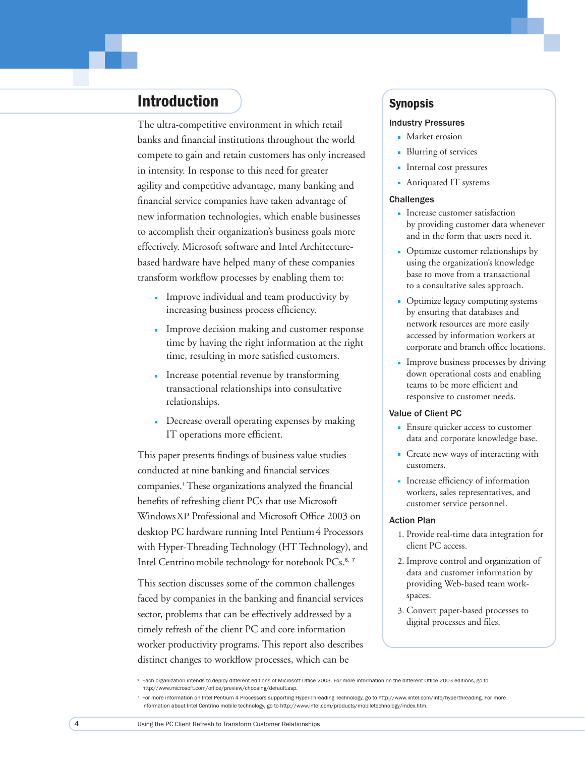## Introduction

The ultra-competitive environment in which retail banks and financial institutions throughout the world compete to gain and retain customers has only increased in intensity. In response to this need for greater agility and competitive advantage, many banking and financial service companies have taken advantage of new information technologies, which enable businesses to accomplish their organization's business goals more effectively. Microsoft software and Intel Architecture-based hardware have helped many of these companies transform workflow processes by enabling them to:

- Improve individual and team productivity by increasing business process efficiency.
- Improve decision making and customer response time by having the right information at the right time, resulting in more satisfied customers.
- Increase potential revenue by transforming transactional relationships into consultative relationships.
- Decrease overall operating expenses by making IT operations more efficient.

This paper presents findings of business value studies conducted at nine banking and financial services companies.[1] These organizations analyzed the financial benefits of refreshing client PCs that use Microsoft Windows XP Professional and Microsoft Office 2003 on desktop PC hardware running Intel Pentium 4 Processors with Hyper-Threading Technology (HT Technology), and Intel Centrino mobile technology for notebook PCs.[6, 7]

This section discusses some of the common challenges faced by companies in the banking and financial services sector, problems that can be effectively addressed by a timely refresh of the client PC and core information worker productivity programs. This report also describes distinct changes to workflow processes, which can be

## Synopsis

### Industry Pressures

- Market erosion
- Blurring of services
- Internal cost pressures
- Antiquated IT systems

### Challenges

- Increase customer satisfaction by providing customer data whenever and in the form that users need it.
- Optimize customer relationships by using the organization's knowledge base to move from a transactional to a consultative sales approach.
- Optimize legacy computing systems by ensuring that databases and network resources are more easily accessed by information workers at corporate and branch office locations.
- Improve business processes by driving down operational costs and enabling teams to be more efficient and responsive to customer needs.

### Value of Client PC

- Ensure quicker access to customer data and corporate knowledge base.
- Create new ways of interacting with customers.
- Increase efficiency of information workers, sales representatives, and customer service personnel.

### Action Plan

1. Provide real-time data integration for client PC access.
2. Improve control and organization of data and customer information by providing Web-based team work-spaces.
3. Convert paper-based processes to digital processes and files.

---

[6] Each organization intends to deploy different editions of Microsoft Office 2003. For more information on the different Office 2003 editions, go to http://www.microsoft.com/office/preview/choosing/default.asp.

[7] For more information on Intel Pentium 4 Processors supporting Hyper-Threading Technology, go to http://www.iintel.com/info/hyperthreading. For more information about Intel Centrino mobile technology, go to http://www.intel.com/products/mobiletechnology/index.htm.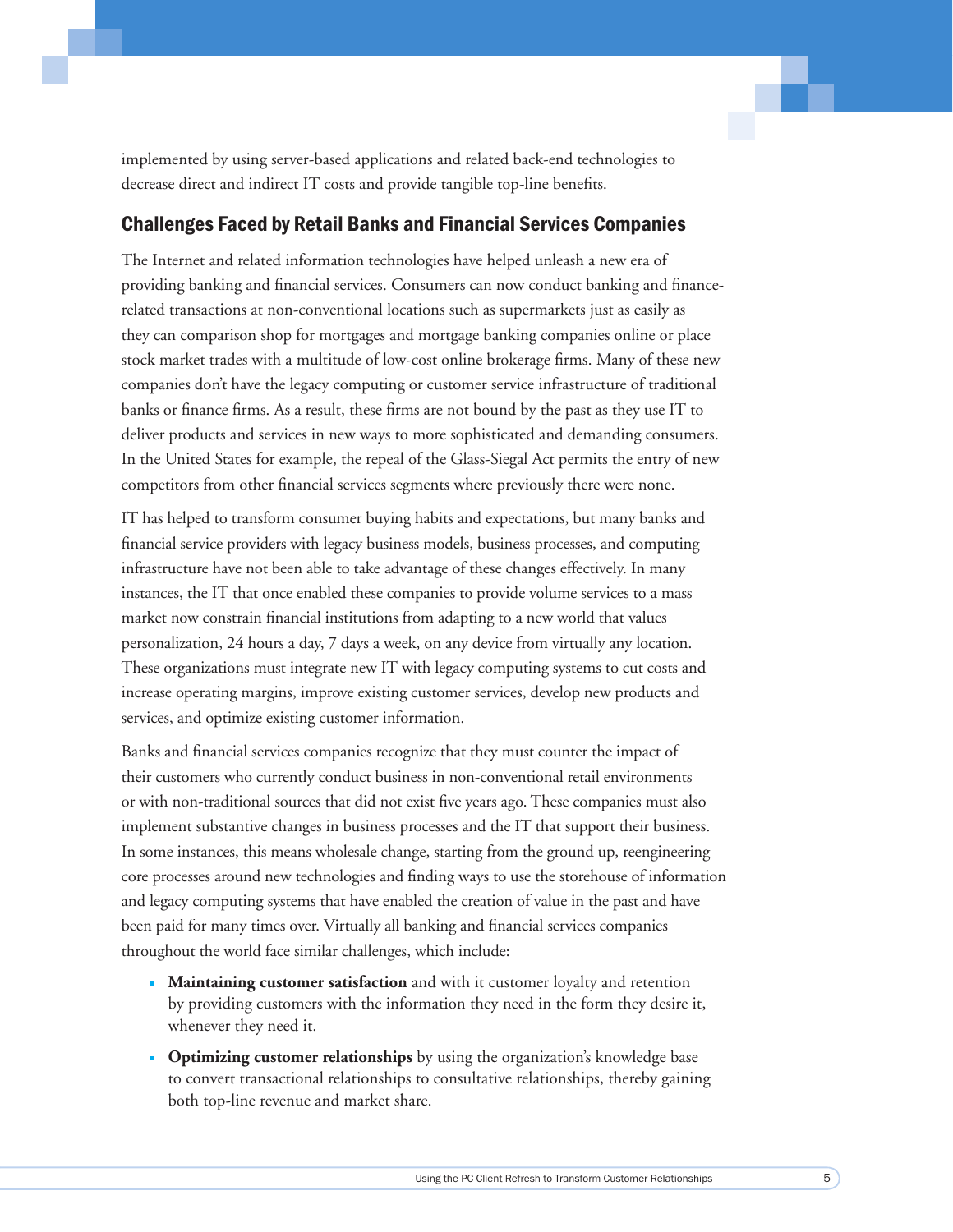implemented by using server-based applications and related back-end technologies to decrease direct and indirect IT costs and provide tangible top-line benefits.

## Challenges Faced by Retail Banks and Financial Services Companies

The Internet and related information technologies have helped unleash a new era of providing banking and financial services. Consumers can now conduct banking and finance-related transactions at non-conventional locations such as supermarkets just as easily as they can comparison shop for mortgages and mortgage banking companies online or place stock market trades with a multitude of low-cost online brokerage firms. Many of these new companies don't have the legacy computing or customer service infrastructure of traditional banks or finance firms. As a result, these firms are not bound by the past as they use IT to deliver products and services in new ways to more sophisticated and demanding consumers. In the United States for example, the repeal of the Glass-Siegal Act permits the entry of new competitors from other financial services segments where previously there were none.

IT has helped to transform consumer buying habits and expectations, but many banks and financial service providers with legacy business models, business processes, and computing infrastructure have not been able to take advantage of these changes effectively. In many instances, the IT that once enabled these companies to provide volume services to a mass market now constrain financial institutions from adapting to a new world that values personalization, 24 hours a day, 7 days a week, on any device from virtually any location. These organizations must integrate new IT with legacy computing systems to cut costs and increase operating margins, improve existing customer services, develop new products and services, and optimize existing customer information.

Banks and financial services companies recognize that they must counter the impact of their customers who currently conduct business in non-conventional retail environments or with non-traditional sources that did not exist five years ago. These companies must also implement substantive changes in business processes and the IT that support their business. In some instances, this means wholesale change, starting from the ground up, reengineering core processes around new technologies and finding ways to use the storehouse of information and legacy computing systems that have enabled the creation of value in the past and have been paid for many times over. Virtually all banking and financial services companies throughout the world face similar challenges, which include:

- **Maintaining customer satisfaction** and with it customer loyalty and retention by providing customers with the information they need in the form they desire it, whenever they need it.
- **Optimizing customer relationships** by using the organization's knowledge base to convert transactional relationships to consultative relationships, thereby gaining both top-line revenue and market share.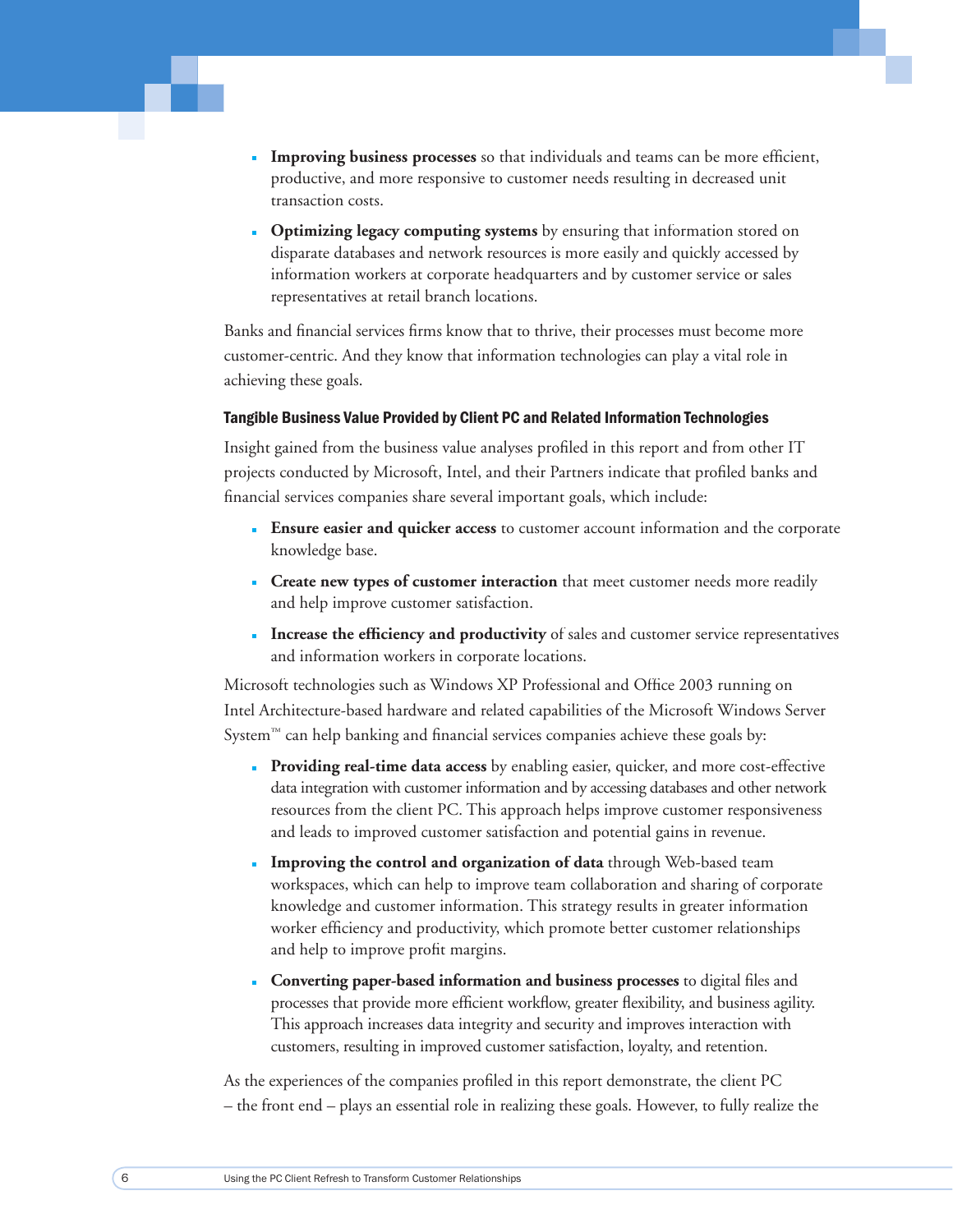- **Improving business processes** so that individuals and teams can be more efficient, productive, and more responsive to customer needs resulting in decreased unit transaction costs.
- **Optimizing legacy computing systems** by ensuring that information stored on disparate databases and network resources is more easily and quickly accessed by information workers at corporate headquarters and by customer service or sales representatives at retail branch locations.

Banks and financial services firms know that to thrive, their processes must become more customer-centric. And they know that information technologies can play a vital role in achieving these goals.

### Tangible Business Value Provided by Client PC and Related Information Technologies

Insight gained from the business value analyses profiled in this report and from other IT projects conducted by Microsoft, Intel, and their Partners indicate that profiled banks and financial services companies share several important goals, which include:

- **Ensure easier and quicker access** to customer account information and the corporate knowledge base.
- **Create new types of customer interaction** that meet customer needs more readily and help improve customer satisfaction.
- **Increase the efficiency and productivity** of sales and customer service representatives and information workers in corporate locations.

Microsoft technologies such as Windows XP Professional and Office 2003 running on Intel Architecture-based hardware and related capabilities of the Microsoft Windows Server System™ can help banking and financial services companies achieve these goals by:

- **Providing real-time data access** by enabling easier, quicker, and more cost-effective data integration with customer information and by accessing databases and other network resources from the client PC. This approach helps improve customer responsiveness and leads to improved customer satisfaction and potential gains in revenue.
- **Improving the control and organization of data** through Web-based team workspaces, which can help to improve team collaboration and sharing of corporate knowledge and customer information. This strategy results in greater information worker efficiency and productivity, which promote better customer relationships and help to improve profit margins.
- **Converting paper-based information and business processes** to digital files and processes that provide more efficient workflow, greater flexibility, and business agility. This approach increases data integrity and security and improves interaction with customers, resulting in improved customer satisfaction, loyalty, and retention.

As the experiences of the companies profiled in this report demonstrate, the client PC – the front end – plays an essential role in realizing these goals. However, to fully realize the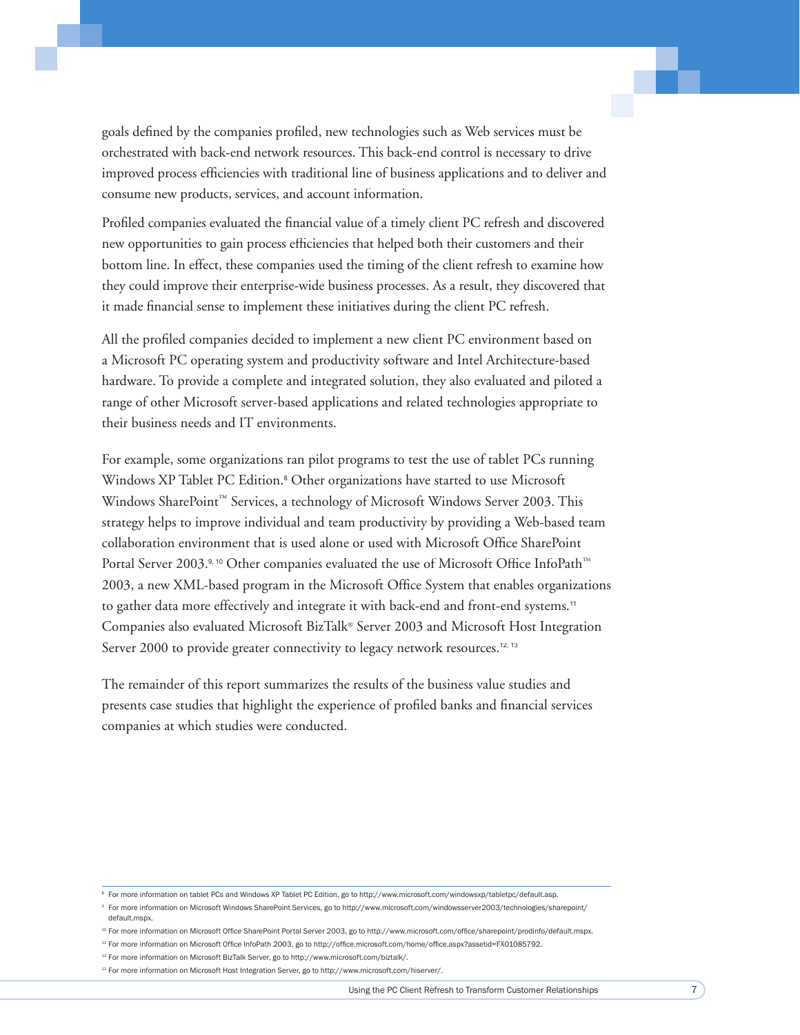goals defined by the companies profiled, new technologies such as Web services must be orchestrated with back-end network resources. This back-end control is necessary to drive improved process efficiencies with traditional line of business applications and to deliver and consume new products, services, and account information.

Profiled companies evaluated the financial value of a timely client PC refresh and discovered new opportunities to gain process efficiencies that helped both their customers and their bottom line. In effect, these companies used the timing of the client refresh to examine how they could improve their enterprise-wide business processes. As a result, they discovered that it made financial sense to implement these initiatives during the client PC refresh.

All the profiled companies decided to implement a new client PC environment based on a Microsoft PC operating system and productivity software and Intel Architecture-based hardware. To provide a complete and integrated solution, they also evaluated and piloted a range of other Microsoft server-based applications and related technologies appropriate to their business needs and IT environments.

For example, some organizations ran pilot programs to test the use of tablet PCs running Windows XP Tablet PC Edition.[8] Other organizations have started to use Microsoft Windows SharePoint™ Services, a technology of Microsoft Windows Server 2003. This strategy helps to improve individual and team productivity by providing a Web-based team collaboration environment that is used alone or used with Microsoft Office SharePoint Portal Server 2003.[9, 10] Other companies evaluated the use of Microsoft Office InfoPath™ 2003, a new XML-based program in the Microsoft Office System that enables organizations to gather data more effectively and integrate it with back-end and front-end systems.[11] Companies also evaluated Microsoft BizTalk® Server 2003 and Microsoft Host Integration Server 2000 to provide greater connectivity to legacy network resources.[12, 13]

The remainder of this report summarizes the results of the business value studies and presents case studies that highlight the experience of profiled banks and financial services companies at which studies were conducted.

---

[8] For more information on tablet PCs and Windows XP Tablet PC Edition, go to http://www.microsoft.com/windowsxp/tabletpc/default.asp.

[9] For more information on Microsoft Windows SharePoint Services, go to http://www.microsoft.com/windowsserver2003/technologies/sharepoint/default.mspx.

[10] For more information on Microsoft Office SharePoint Portal Server 2003, go to http://www.microsoft.com/office/sharepoint/prodinfo/default.mspx.

[11] For more information on Microsoft Office InfoPath 2003, go to http://office.microsoft.com/home/office.aspx?assetid=FX01085792.

[12] For more information on Microsoft BizTalk Server, go to http://www.microsoft.com/biztalk/.

[13] For more information on Microsoft Host Integration Server, go to http://www.microsoft.com/hiserver/.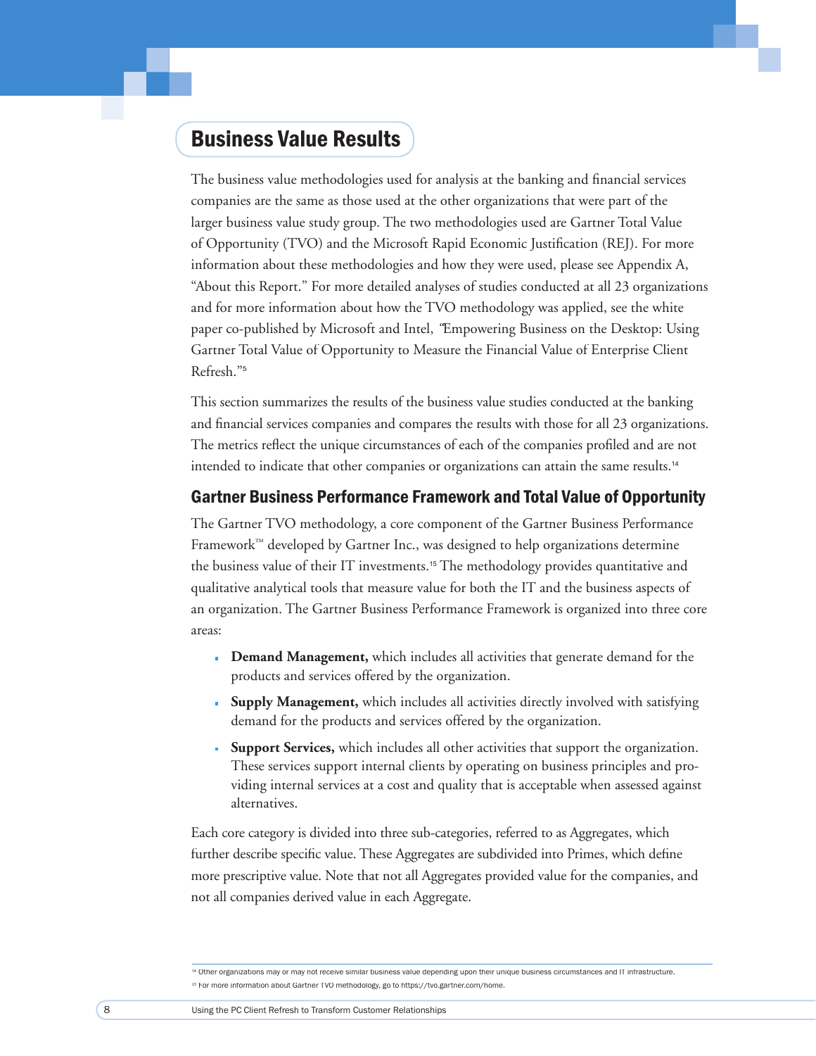## Business Value Results

The business value methodologies used for analysis at the banking and financial services companies are the same as those used at the other organizations that were part of the larger business value study group. The two methodologies used are Gartner Total Value of Opportunity (TVO) and the Microsoft Rapid Economic Justification (REJ). For more information about these methodologies and how they were used, please see Appendix A, "About this Report." For more detailed analyses of studies conducted at all 23 organizations and for more information about how the TVO methodology was applied, see the white paper co-published by Microsoft and Intel, "Empowering Business on the Desktop: Using Gartner Total Value of Opportunity to Measure the Financial Value of Enterprise Client Refresh."[5]

This section summarizes the results of the business value studies conducted at the banking and financial services companies and compares the results with those for all 23 organizations. The metrics reflect the unique circumstances of each of the companies profiled and are not intended to indicate that other companies or organizations can attain the same results.[14]

### Gartner Business Performance Framework and Total Value of Opportunity

The Gartner TVO methodology, a core component of the Gartner Business Performance Framework™ developed by Gartner Inc., was designed to help organizations determine the business value of their IT investments.[15] The methodology provides quantitative and qualitative analytical tools that measure value for both the IT and the business aspects of an organization. The Gartner Business Performance Framework is organized into three core areas:

- **Demand Management,** which includes all activities that generate demand for the products and services offered by the organization.
- **Supply Management,** which includes all activities directly involved with satisfying demand for the products and services offered by the organization.
- **Support Services,** which includes all other activities that support the organization. These services support internal clients by operating on business principles and providing internal services at a cost and quality that is acceptable when assessed against alternatives.

Each core category is divided into three sub-categories, referred to as Aggregates, which further describe specific value. These Aggregates are subdivided into Primes, which define more prescriptive value. Note that not all Aggregates provided value for the companies, and not all companies derived value in each Aggregate.

---

[14] Other organizations may or may not receive similar business value depending upon their unique business circumstances and IT infrastructure.

[15] For more information about Gartner TVO methodology, go to https://tvo.gartner.com/home.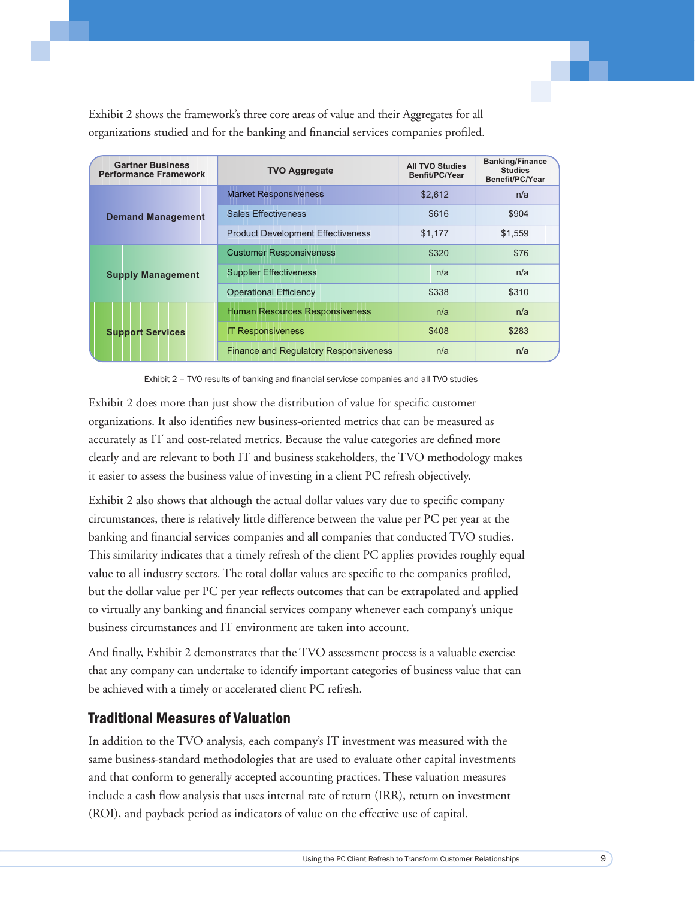Exhibit 2 shows the framework's three core areas of value and their Aggregates for all organizations studied and for the banking and financial services companies profiled.

| Gartner Business Performance Framework | TVO Aggregate | All TVO Studies Benfit/PC/Year | Banking/Finance Studies Benefit/PC/Year |
|---|---|---|---|
| Demand Management | Market Responsiveness | $2,612 | n/a |
| | Sales Effectiveness | $616 | $904 |
| | Product Development Effectiveness | $1,177 | $1,559 |
| Supply Management | Customer Responsiveness | $320 | $76 |
| | Supplier Effectiveness | n/a | n/a |
| | Operational Efficiency | $338 | $310 |
| Support Services | Human Resources Responsiveness | n/a | n/a |
| | IT Responsiveness | $408 | $283 |
| | Finance and Regulatory Responsiveness | n/a | n/a |

Exhibit 2 – TVO results of banking and financial servicse companies and all TVO studies

Exhibit 2 does more than just show the distribution of value for specific customer organizations. It also identifies new business-oriented metrics that can be measured as accurately as IT and cost-related metrics. Because the value categories are defined more clearly and are relevant to both IT and business stakeholders, the TVO methodology makes it easier to assess the business value of investing in a client PC refresh objectively.

Exhibit 2 also shows that although the actual dollar values vary due to specific company circumstances, there is relatively little difference between the value per PC per year at the banking and financial services companies and all companies that conducted TVO studies. This similarity indicates that a timely refresh of the client PC applies provides roughly equal value to all industry sectors. The total dollar values are specific to the companies profiled, but the dollar value per PC per year reflects outcomes that can be extrapolated and applied to virtually any banking and financial services company whenever each company's unique business circumstances and IT environment are taken into account.

And finally, Exhibit 2 demonstrates that the TVO assessment process is a valuable exercise that any company can undertake to identify important categories of business value that can be achieved with a timely or accelerated client PC refresh.

## Traditional Measures of Valuation

In addition to the TVO analysis, each company's IT investment was measured with the same business-standard methodologies that are used to evaluate other capital investments and that conform to generally accepted accounting practices. These valuation measures include a cash flow analysis that uses internal rate of return (IRR), return on investment (ROI), and payback period as indicators of value on the effective use of capital.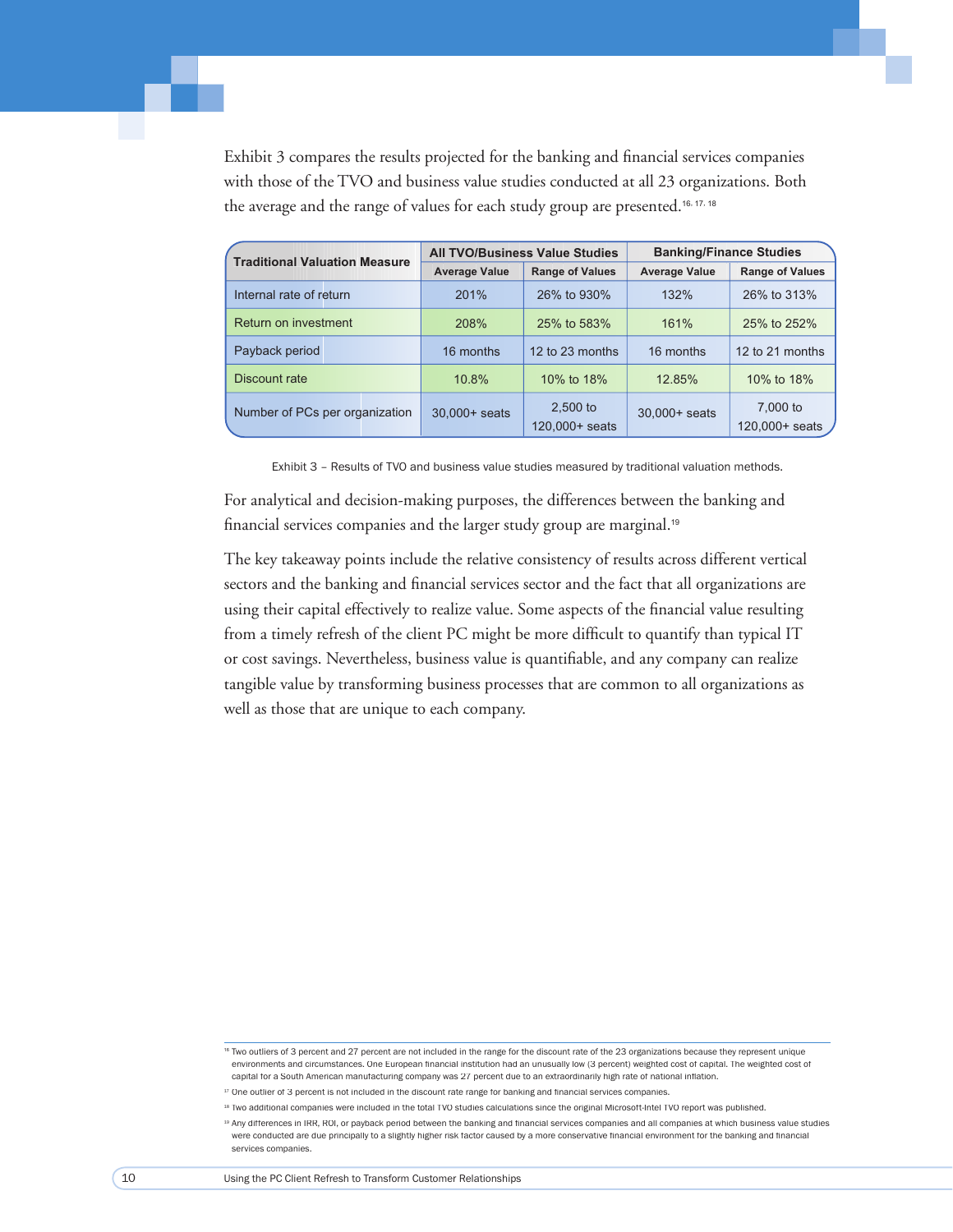Exhibit 3 compares the results projected for the banking and financial services companies with those of the TVO and business value studies conducted at all 23 organizations. Both the average and the range of values for each study group are presented.[16, 17, 18]

| Traditional Valuation Measure | All TVO/Business Value Studies | | Banking/Finance Studies | |
|---|---|---|---|---|
| | Average Value | Range of Values | Average Value | Range of Values |
| Internal rate of return | 201% | 26% to 930% | 132% | 26% to 313% |
| Return on investment | 208% | 25% to 583% | 161% | 25% to 252% |
| Payback period | 16 months | 12 to 23 months | 16 months | 12 to 21 months |
| Discount rate | 10.8% | 10% to 18% | 12.85% | 10% to 18% |
| Number of PCs per organization | 30,000+ seats | 2,500 to 120,000+ seats | 30,000+ seats | 7,000 to 120,000+ seats |

Exhibit 3 – Results of TVO and business value studies measured by traditional valuation methods.

For analytical and decision-making purposes, the differences between the banking and financial services companies and the larger study group are marginal.[19]

The key takeaway points include the relative consistency of results across different vertical sectors and the banking and financial services sector and the fact that all organizations are using their capital effectively to realize value. Some aspects of the financial value resulting from a timely refresh of the client PC might be more difficult to quantify than typical IT or cost savings. Nevertheless, business value is quantifiable, and any company can realize tangible value by transforming business processes that are common to all organizations as well as those that are unique to each company.

---

[16] Two outliers of 3 percent and 27 percent are not included in the range for the discount rate of the 23 organizations because they represent unique environments and circumstances. One European financial institution had an unusually low (3 percent) weighted cost of capital. The weighted cost of capital for a South American manufacturing company was 27 percent due to an extraordinarily high rate of national inflation.

[17] One outlier of 3 percent is not included in the discount rate range for banking and financial services companies.

[18] Two additional companies were included in the total TVO studies calculations since the original Microsoft-Intel TVO report was published.

[19] Any differences in IRR, ROI, or payback period between the banking and financial services companies and all companies at which business value studies were conducted are due principally to a slightly higher risk factor caused by a more conservative financial environment for the banking and financial services companies.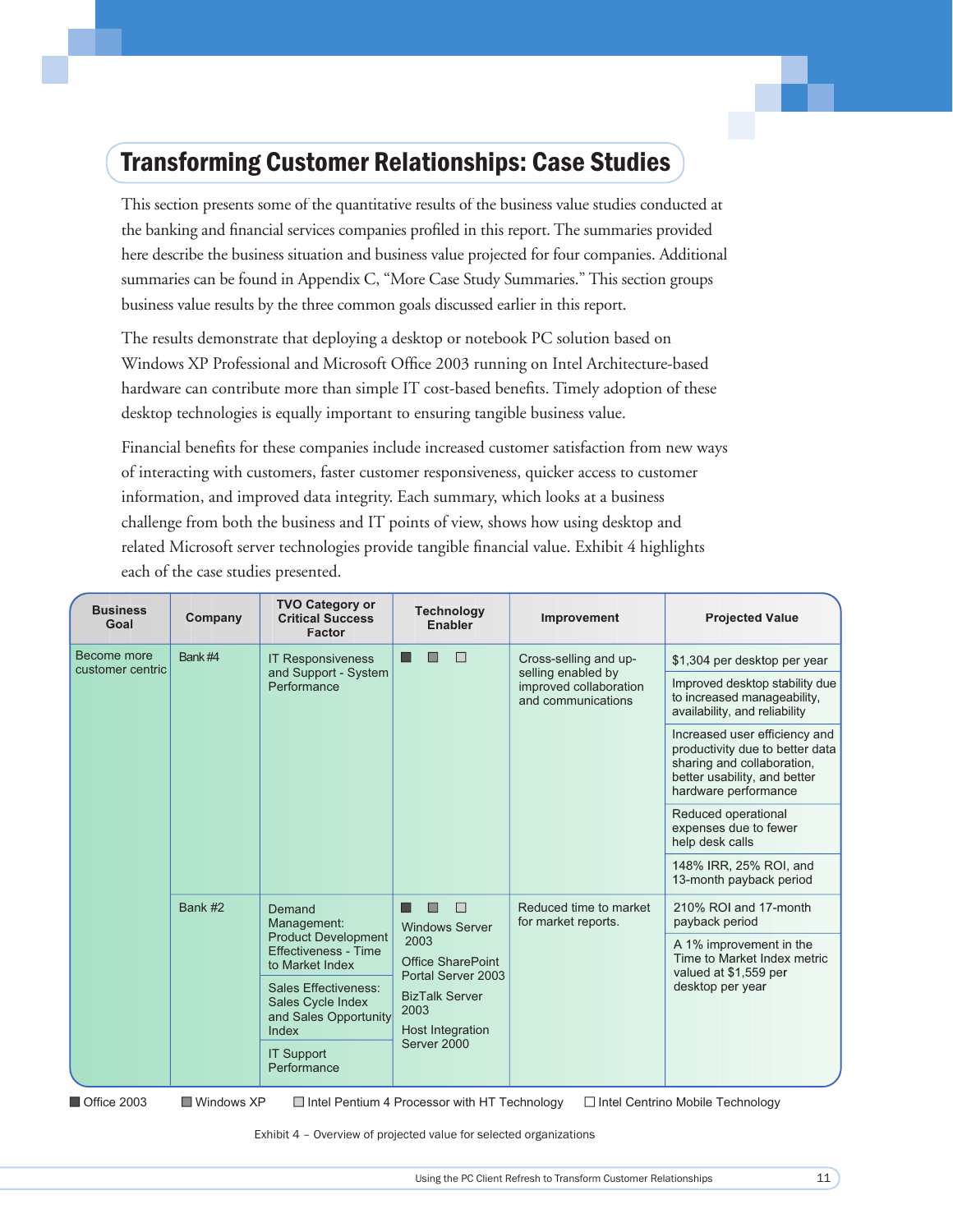## Transforming Customer Relationships: Case Studies

This section presents some of the quantitative results of the business value studies conducted at the banking and financial services companies profiled in this report. The summaries provided here describe the business situation and business value projected for four companies. Additional summaries can be found in Appendix C, "More Case Study Summaries." This section groups business value results by the three common goals discussed earlier in this report.

The results demonstrate that deploying a desktop or notebook PC solution based on Windows XP Professional and Microsoft Office 2003 running on Intel Architecture-based hardware can contribute more than simple IT cost-based benefits. Timely adoption of these desktop technologies is equally important to ensuring tangible business value.

Financial benefits for these companies include increased customer satisfaction from new ways of interacting with customers, faster customer responsiveness, quicker access to customer information, and improved data integrity. Each summary, which looks at a business challenge from both the business and IT points of view, shows how using desktop and related Microsoft server technologies provide tangible financial value. Exhibit 4 highlights each of the case studies presented.

| Business Goal | Company | TVO Category or Critical Success Factor | Technology Enabler | Improvement | Projected Value |
|---|---|---|---|---|---|
| Become more customer centric | Bank #4 | IT Responsiveness and Support - System Performance | ■ ■ □ | Cross-selling and up-selling enabled by improved collaboration and communications | $1,304 per desktop per year |
| | | | | | Improved desktop stability due to increased manageability, availability, and reliability |
| | | | | | Increased user efficiency and productivity due to better data sharing and collaboration, better usability, and better hardware performance |
| | | | | | Reduced operational expenses due to fewer help desk calls |
| | | | | | 148% IRR, 25% ROI, and 13-month payback period |
| | Bank #2 | Demand Management: Product Development Effectiveness - Time to Market Index | ■ ■ □ Windows Server 2003 Office SharePoint Portal Server 2003 BizTalk Server 2003 Host Integration Server 2000 | Reduced time to market for market reports. | 210% ROI and 17-month payback period |
| | | Sales Effectiveness: Sales Cycle Index and Sales Opportunity Index | | | A 1% improvement in the Time to Market Index metric valued at $1,559 per desktop per year |
| | | IT Support Performance | | | |

■ Office 2003 ■ Windows XP □ Intel Pentium 4 Processor with HT Technology □ Intel Centrino Mobile Technology

Exhibit 4 – Overview of projected value for selected organizations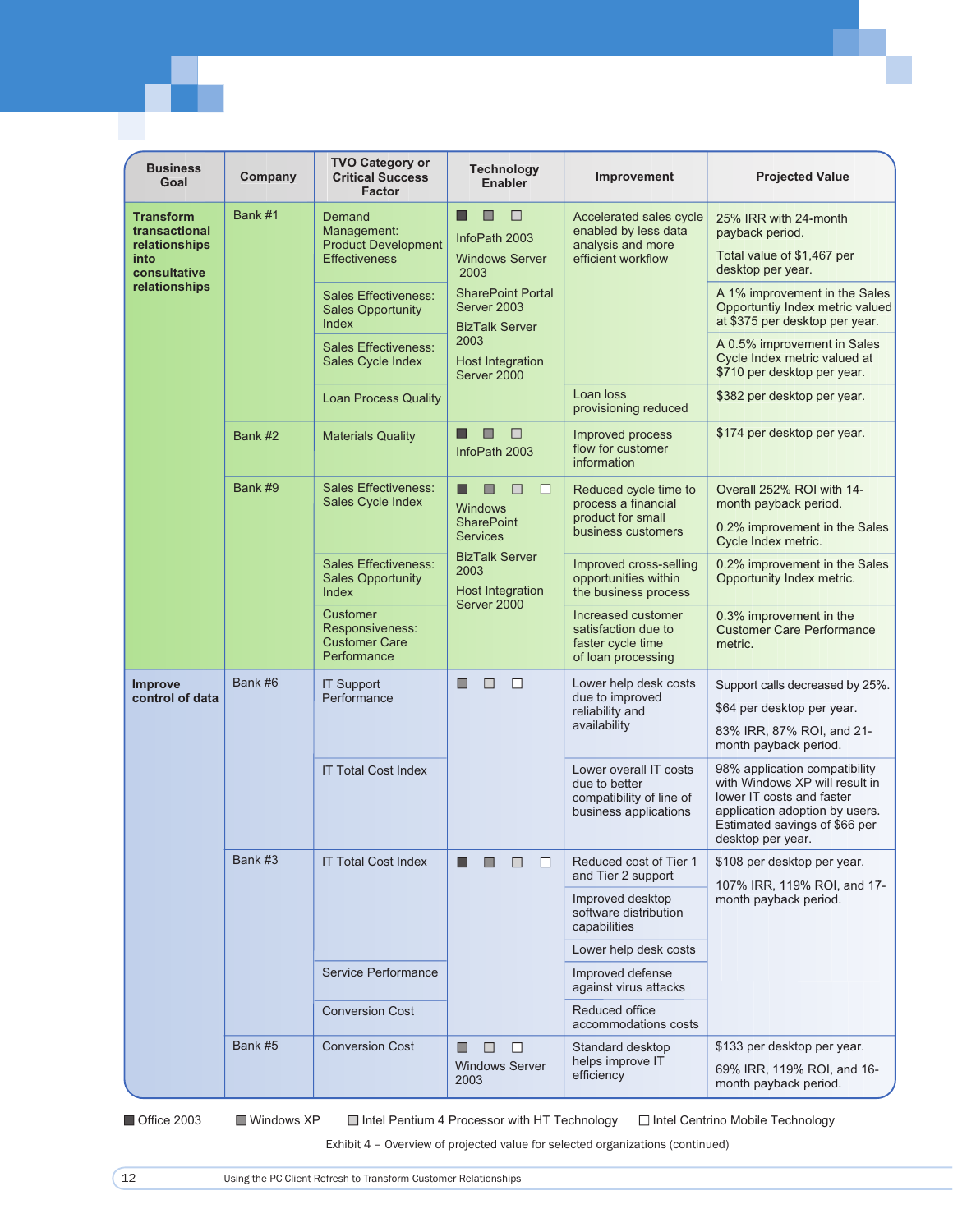| Business Goal | Company | TVO Category or Critical Success Factor | Technology Enabler | Improvement | Projected Value |
|---|---|---|---|---|---|
| **Transform transactional relationships into consultative relationships** | Bank #1 | Demand Management: Product Development Effectiveness | ■ ■ □ InfoPath 2003 Windows Server 2003 SharePoint Portal Server 2003 BizTalk Server 2003 Host Integration Server 2000 | Accelerated sales cycle enabled by less data analysis and more efficient workflow | 25% IRR with 24-month payback period. Total value of $1,467 per desktop per year. |
| | | Sales Effectiveness: Sales Opportunity Index | | | A 1% improvement in the Sales Opportuntiy Index metric valued at $375 per desktop per year. |
| | | Sales Effectiveness: Sales Cycle Index | | | A 0.5% improvement in Sales Cycle Index metric valued at $710 per desktop per year. |
| | | Loan Process Quality | | Loan loss provisioning reduced | $382 per desktop per year. |
| | Bank #2 | Materials Quality | ■ ■ □ InfoPath 2003 | Improved process flow for customer information | $174 per desktop per year. |
| | Bank #9 | Sales Effectiveness: Sales Cycle Index | ■ ■ □ □ Windows SharePoint Services BizTalk Server 2003 Host Integration Server 2000 | Reduced cycle time to process a financial product for small business customers | Overall 252% ROI with 14-month payback period. 0.2% improvement in the Sales Cycle Index metric. |
| | | Sales Effectiveness: Sales Opportunity Index | | Improved cross-selling opportunities within the business process | 0.2% improvement in the Sales Opportunity Index metric. |
| | | Customer Responsiveness: Customer Care Performance | | Increased customer satisfaction due to faster cycle time of loan processing | 0.3% improvement in the Customer Care Performance metric. |
| **Improve control of data** | Bank #6 | IT Support Performance | ■ □ □ | Lower help desk costs due to improved reliability and availability | Support calls decreased by 25%. $64 per desktop per year. 83% IRR, 87% ROI, and 21-month payback period. |
| | | IT Total Cost Index | | Lower overall IT costs due to better compatibility of line of business applications | 98% application compatibility with Windows XP will result in lower IT costs and faster application adoption by users. Estimated savings of $66 per desktop per year. |
| | Bank #3 | IT Total Cost Index | ■ ■ □ □ | Reduced cost of Tier 1 and Tier 2 support | $108 per desktop per year. 107% IRR, 119% ROI, and 17-month payback period. |
| | | | | Improved desktop software distribution capabilities | |
| | | | | Lower help desk costs | |
| | | Service Performance | | Improved defense against virus attacks | |
| | | Conversion Cost | | Reduced office accommodations costs | |
| | Bank #5 | Conversion Cost | ■ □ □ Windows Server 2003 | Standard desktop helps improve IT efficiency | $133 per desktop per year. 69% IRR, 119% ROI, and 16-month payback period. |

■ Office 2003 ■ Windows XP □ Intel Pentium 4 Processor with HT Technology □ Intel Centrino Mobile Technology

Exhibit 4 – Overview of projected value for selected organizations (continued)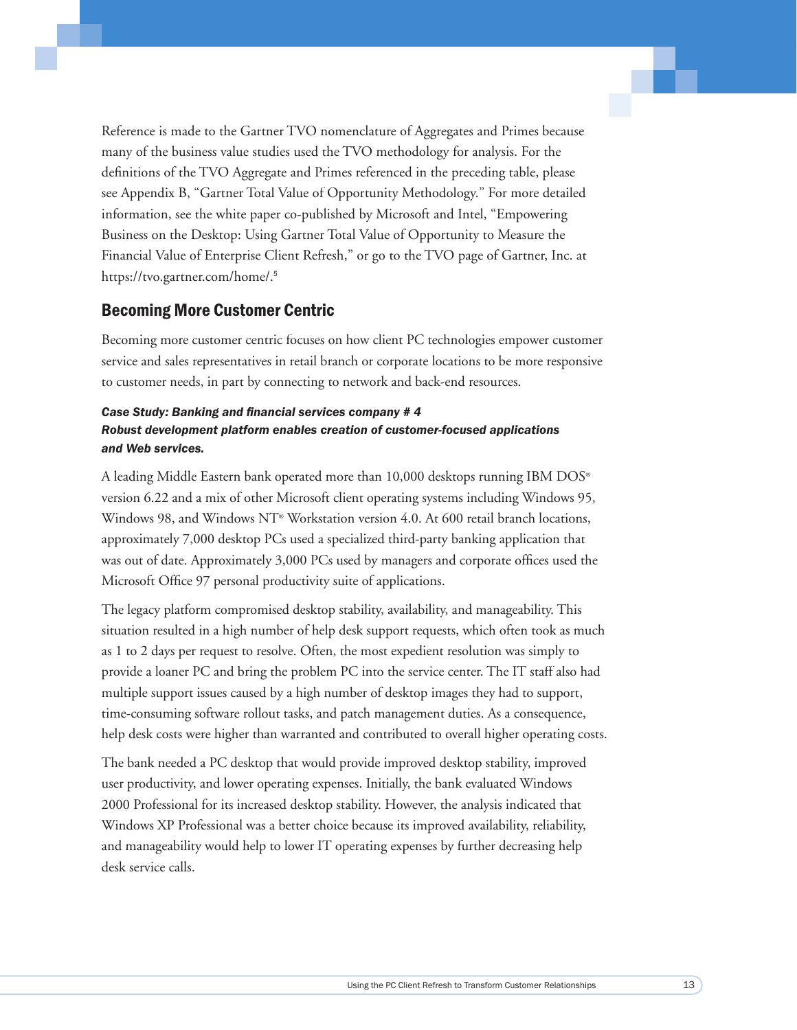Reference is made to the Gartner TVO nomenclature of Aggregates and Primes because many of the business value studies used the TVO methodology for analysis. For the definitions of the TVO Aggregate and Primes referenced in the preceding table, please see Appendix B, "Gartner Total Value of Opportunity Methodology." For more detailed information, see the white paper co-published by Microsoft and Intel, "Empowering Business on the Desktop: Using Gartner Total Value of Opportunity to Measure the Financial Value of Enterprise Client Refresh," or go to the TVO page of Gartner, Inc. at https://tvo.gartner.com/home/.[5]

## Becoming More Customer Centric

Becoming more customer centric focuses on how client PC technologies empower customer service and sales representatives in retail branch or corporate locations to be more responsive to customer needs, in part by connecting to network and back-end resources.

***Case Study: Banking and financial services company # 4***
***Robust development platform enables creation of customer-focused applications and Web services.***

A leading Middle Eastern bank operated more than 10,000 desktops running IBM DOS® version 6.22 and a mix of other Microsoft client operating systems including Windows 95, Windows 98, and Windows NT® Workstation version 4.0. At 600 retail branch locations, approximately 7,000 desktop PCs used a specialized third-party banking application that was out of date. Approximately 3,000 PCs used by managers and corporate offices used the Microsoft Office 97 personal productivity suite of applications.

The legacy platform compromised desktop stability, availability, and manageability. This situation resulted in a high number of help desk support requests, which often took as much as 1 to 2 days per request to resolve. Often, the most expedient resolution was simply to provide a loaner PC and bring the problem PC into the service center. The IT staff also had multiple support issues caused by a high number of desktop images they had to support, time-consuming software rollout tasks, and patch management duties. As a consequence, help desk costs were higher than warranted and contributed to overall higher operating costs.

The bank needed a PC desktop that would provide improved desktop stability, improved user productivity, and lower operating expenses. Initially, the bank evaluated Windows 2000 Professional for its increased desktop stability. However, the analysis indicated that Windows XP Professional was a better choice because its improved availability, reliability, and manageability would help to lower IT operating expenses by further decreasing help desk service calls.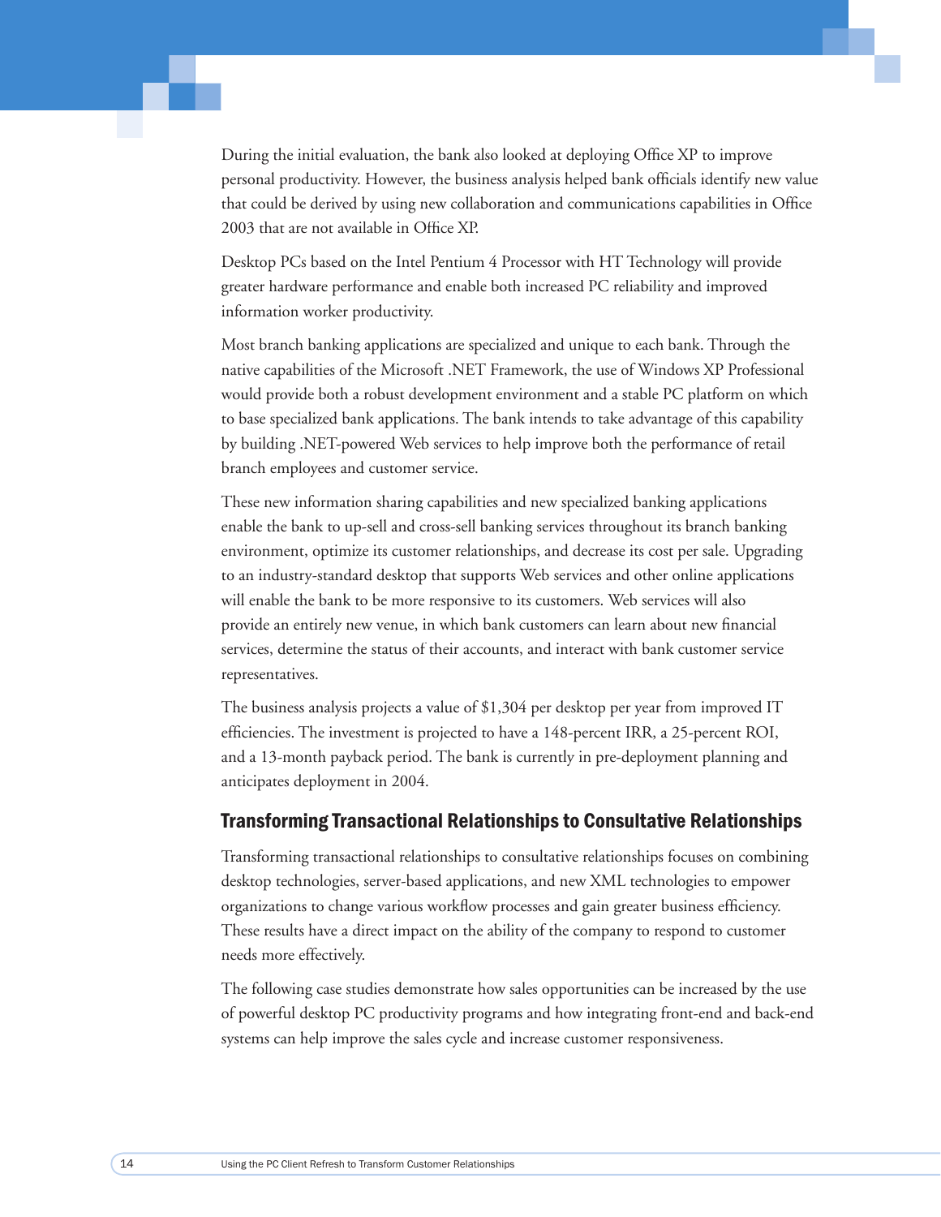During the initial evaluation, the bank also looked at deploying Office XP to improve personal productivity. However, the business analysis helped bank officials identify new value that could be derived by using new collaboration and communications capabilities in Office 2003 that are not available in Office XP.

Desktop PCs based on the Intel Pentium 4 Processor with HT Technology will provide greater hardware performance and enable both increased PC reliability and improved information worker productivity.

Most branch banking applications are specialized and unique to each bank. Through the native capabilities of the Microsoft .NET Framework, the use of Windows XP Professional would provide both a robust development environment and a stable PC platform on which to base specialized bank applications. The bank intends to take advantage of this capability by building .NET-powered Web services to help improve both the performance of retail branch employees and customer service.

These new information sharing capabilities and new specialized banking applications enable the bank to up-sell and cross-sell banking services throughout its branch banking environment, optimize its customer relationships, and decrease its cost per sale. Upgrading to an industry-standard desktop that supports Web services and other online applications will enable the bank to be more responsive to its customers. Web services will also provide an entirely new venue, in which bank customers can learn about new financial services, determine the status of their accounts, and interact with bank customer service representatives.

The business analysis projects a value of $1,304 per desktop per year from improved IT efficiencies. The investment is projected to have a 148-percent IRR, a 25-percent ROI, and a 13-month payback period. The bank is currently in pre-deployment planning and anticipates deployment in 2004.

## Transforming Transactional Relationships to Consultative Relationships

Transforming transactional relationships to consultative relationships focuses on combining desktop technologies, server-based applications, and new XML technologies to empower organizations to change various workflow processes and gain greater business efficiency. These results have a direct impact on the ability of the company to respond to customer needs more effectively.

The following case studies demonstrate how sales opportunities can be increased by the use of powerful desktop PC productivity programs and how integrating front-end and back-end systems can help improve the sales cycle and increase customer responsiveness.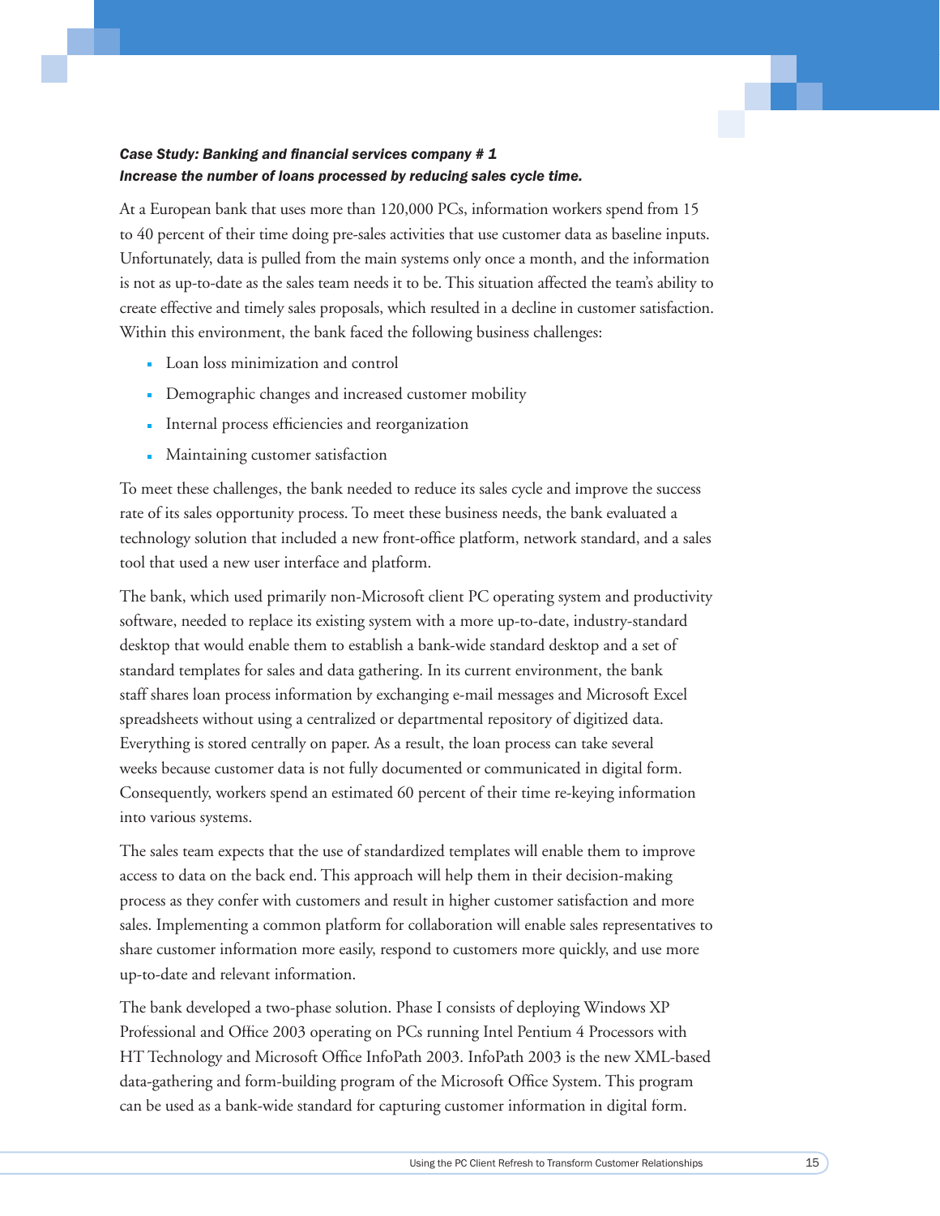***Case Study: Banking and financial services company # 1***
***Increase the number of loans processed by reducing sales cycle time.***

At a European bank that uses more than 120,000 PCs, information workers spend from 15 to 40 percent of their time doing pre-sales activities that use customer data as baseline inputs. Unfortunately, data is pulled from the main systems only once a month, and the information is not as up-to-date as the sales team needs it to be. This situation affected the team's ability to create effective and timely sales proposals, which resulted in a decline in customer satisfaction. Within this environment, the bank faced the following business challenges:

- Loan loss minimization and control
- Demographic changes and increased customer mobility
- Internal process efficiencies and reorganization
- Maintaining customer satisfaction

To meet these challenges, the bank needed to reduce its sales cycle and improve the success rate of its sales opportunity process. To meet these business needs, the bank evaluated a technology solution that included a new front-office platform, network standard, and a sales tool that used a new user interface and platform.

The bank, which used primarily non-Microsoft client PC operating system and productivity software, needed to replace its existing system with a more up-to-date, industry-standard desktop that would enable them to establish a bank-wide standard desktop and a set of standard templates for sales and data gathering. In its current environment, the bank staff shares loan process information by exchanging e-mail messages and Microsoft Excel spreadsheets without using a centralized or departmental repository of digitized data. Everything is stored centrally on paper. As a result, the loan process can take several weeks because customer data is not fully documented or communicated in digital form. Consequently, workers spend an estimated 60 percent of their time re-keying information into various systems.

The sales team expects that the use of standardized templates will enable them to improve access to data on the back end. This approach will help them in their decision-making process as they confer with customers and result in higher customer satisfaction and more sales. Implementing a common platform for collaboration will enable sales representatives to share customer information more easily, respond to customers more quickly, and use more up-to-date and relevant information.

The bank developed a two-phase solution. Phase I consists of deploying Windows XP Professional and Office 2003 operating on PCs running Intel Pentium 4 Processors with HT Technology and Microsoft Office InfoPath 2003. InfoPath 2003 is the new XML-based data-gathering and form-building program of the Microsoft Office System. This program can be used as a bank-wide standard for capturing customer information in digital form.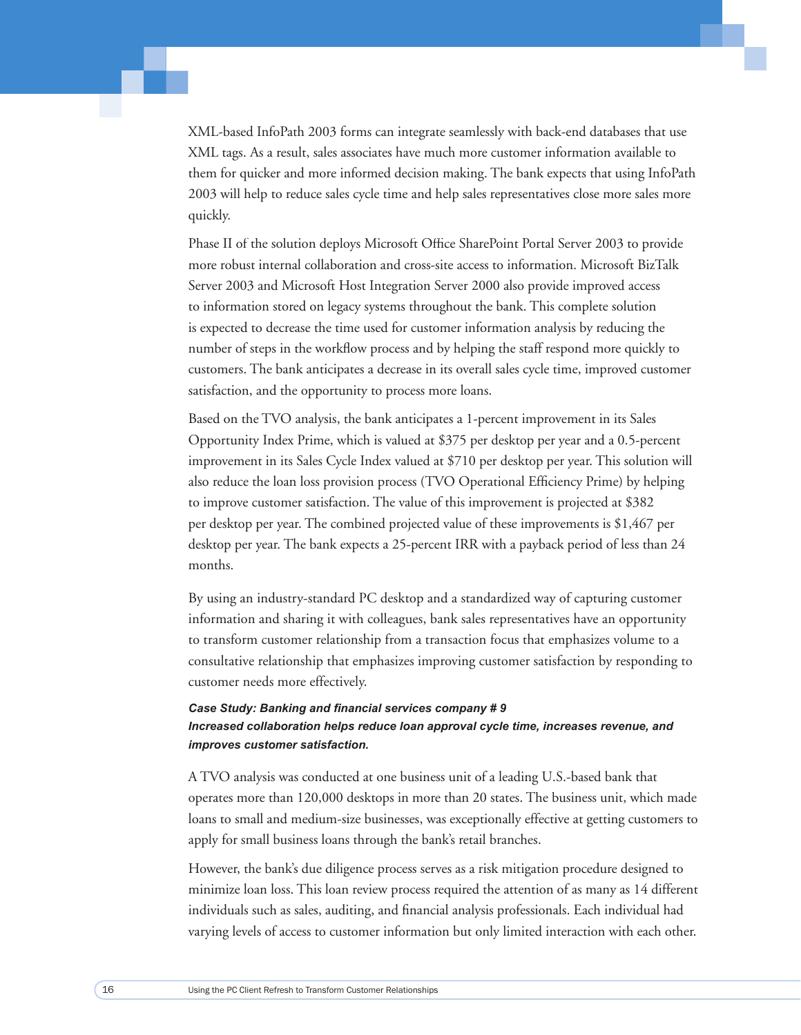XML-based InfoPath 2003 forms can integrate seamlessly with back-end databases that use XML tags. As a result, sales associates have much more customer information available to them for quicker and more informed decision making. The bank expects that using InfoPath 2003 will help to reduce sales cycle time and help sales representatives close more sales more quickly.

Phase II of the solution deploys Microsoft Office SharePoint Portal Server 2003 to provide more robust internal collaboration and cross-site access to information. Microsoft BizTalk Server 2003 and Microsoft Host Integration Server 2000 also provide improved access to information stored on legacy systems throughout the bank. This complete solution is expected to decrease the time used for customer information analysis by reducing the number of steps in the workflow process and by helping the staff respond more quickly to customers. The bank anticipates a decrease in its overall sales cycle time, improved customer satisfaction, and the opportunity to process more loans.

Based on the TVO analysis, the bank anticipates a 1-percent improvement in its Sales Opportunity Index Prime, which is valued at $375 per desktop per year and a 0.5-percent improvement in its Sales Cycle Index valued at $710 per desktop per year. This solution will also reduce the loan loss provision process (TVO Operational Efficiency Prime) by helping to improve customer satisfaction. The value of this improvement is projected at $382 per desktop per year. The combined projected value of these improvements is $1,467 per desktop per year. The bank expects a 25-percent IRR with a payback period of less than 24 months.

By using an industry-standard PC desktop and a standardized way of capturing customer information and sharing it with colleagues, bank sales representatives have an opportunity to transform customer relationship from a transaction focus that emphasizes volume to a consultative relationship that emphasizes improving customer satisfaction by responding to customer needs more effectively.

***Case Study: Banking and financial services company # 9***
***Increased collaboration helps reduce loan approval cycle time, increases revenue, and improves customer satisfaction.***

A TVO analysis was conducted at one business unit of a leading U.S.-based bank that operates more than 120,000 desktops in more than 20 states. The business unit, which made loans to small and medium-size businesses, was exceptionally effective at getting customers to apply for small business loans through the bank's retail branches.

However, the bank's due diligence process serves as a risk mitigation procedure designed to minimize loan loss. This loan review process required the attention of as many as 14 different individuals such as sales, auditing, and financial analysis professionals. Each individual had varying levels of access to customer information but only limited interaction with each other.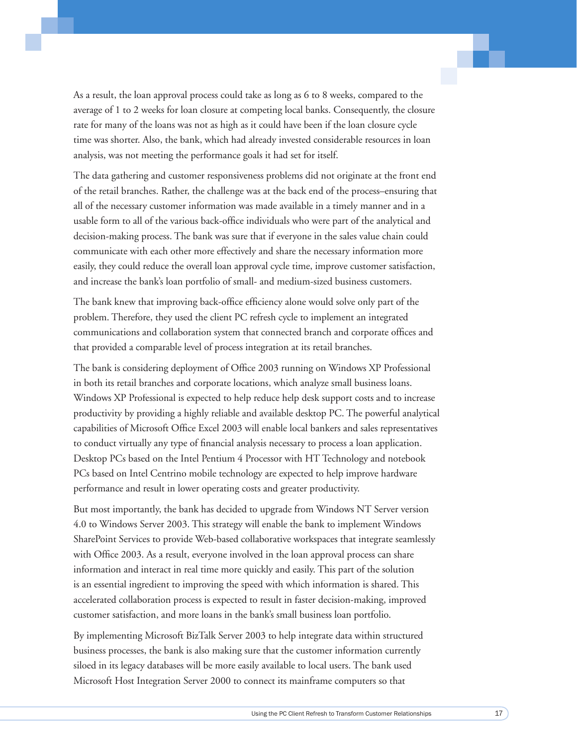As a result, the loan approval process could take as long as 6 to 8 weeks, compared to the average of 1 to 2 weeks for loan closure at competing local banks. Consequently, the closure rate for many of the loans was not as high as it could have been if the loan closure cycle time was shorter. Also, the bank, which had already invested considerable resources in loan analysis, was not meeting the performance goals it had set for itself.

The data gathering and customer responsiveness problems did not originate at the front end of the retail branches. Rather, the challenge was at the back end of the process–ensuring that all of the necessary customer information was made available in a timely manner and in a usable form to all of the various back-office individuals who were part of the analytical and decision-making process. The bank was sure that if everyone in the sales value chain could communicate with each other more effectively and share the necessary information more easily, they could reduce the overall loan approval cycle time, improve customer satisfaction, and increase the bank's loan portfolio of small- and medium-sized business customers.

The bank knew that improving back-office efficiency alone would solve only part of the problem. Therefore, they used the client PC refresh cycle to implement an integrated communications and collaboration system that connected branch and corporate offices and that provided a comparable level of process integration at its retail branches.

The bank is considering deployment of Office 2003 running on Windows XP Professional in both its retail branches and corporate locations, which analyze small business loans. Windows XP Professional is expected to help reduce help desk support costs and to increase productivity by providing a highly reliable and available desktop PC. The powerful analytical capabilities of Microsoft Office Excel 2003 will enable local bankers and sales representatives to conduct virtually any type of financial analysis necessary to process a loan application. Desktop PCs based on the Intel Pentium 4 Processor with HT Technology and notebook PCs based on Intel Centrino mobile technology are expected to help improve hardware performance and result in lower operating costs and greater productivity.

But most importantly, the bank has decided to upgrade from Windows NT Server version 4.0 to Windows Server 2003. This strategy will enable the bank to implement Windows SharePoint Services to provide Web-based collaborative workspaces that integrate seamlessly with Office 2003. As a result, everyone involved in the loan approval process can share information and interact in real time more quickly and easily. This part of the solution is an essential ingredient to improving the speed with which information is shared. This accelerated collaboration process is expected to result in faster decision-making, improved customer satisfaction, and more loans in the bank's small business loan portfolio.

By implementing Microsoft BizTalk Server 2003 to help integrate data within structured business processes, the bank is also making sure that the customer information currently siloed in its legacy databases will be more easily available to local users. The bank used Microsoft Host Integration Server 2000 to connect its mainframe computers so that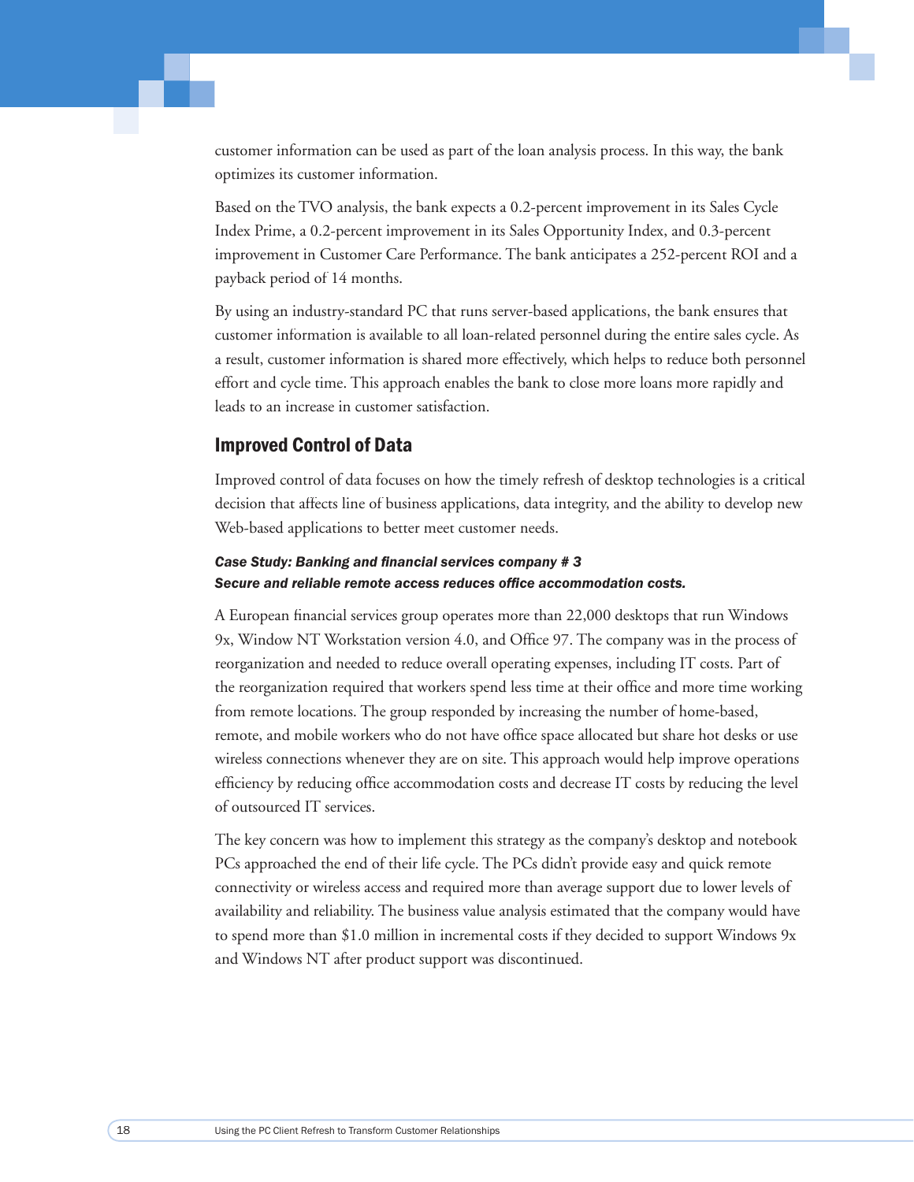customer information can be used as part of the loan analysis process. In this way, the bank optimizes its customer information.

Based on the TVO analysis, the bank expects a 0.2-percent improvement in its Sales Cycle Index Prime, a 0.2-percent improvement in its Sales Opportunity Index, and 0.3-percent improvement in Customer Care Performance. The bank anticipates a 252-percent ROI and a payback period of 14 months.

By using an industry-standard PC that runs server-based applications, the bank ensures that customer information is available to all loan-related personnel during the entire sales cycle. As a result, customer information is shared more effectively, which helps to reduce both personnel effort and cycle time. This approach enables the bank to close more loans more rapidly and leads to an increase in customer satisfaction.

## Improved Control of Data

Improved control of data focuses on how the timely refresh of desktop technologies is a critical decision that affects line of business applications, data integrity, and the ability to develop new Web-based applications to better meet customer needs.

***Case Study: Banking and financial services company # 3***
***Secure and reliable remote access reduces office accommodation costs.***

A European financial services group operates more than 22,000 desktops that run Windows 9x, Window NT Workstation version 4.0, and Office 97. The company was in the process of reorganization and needed to reduce overall operating expenses, including IT costs. Part of the reorganization required that workers spend less time at their office and more time working from remote locations. The group responded by increasing the number of home-based, remote, and mobile workers who do not have office space allocated but share hot desks or use wireless connections whenever they are on site. This approach would help improve operations efficiency by reducing office accommodation costs and decrease IT costs by reducing the level of outsourced IT services.

The key concern was how to implement this strategy as the company's desktop and notebook PCs approached the end of their life cycle. The PCs didn't provide easy and quick remote connectivity or wireless access and required more than average support due to lower levels of availability and reliability. The business value analysis estimated that the company would have to spend more than $1.0 million in incremental costs if they decided to support Windows 9x and Windows NT after product support was discontinued.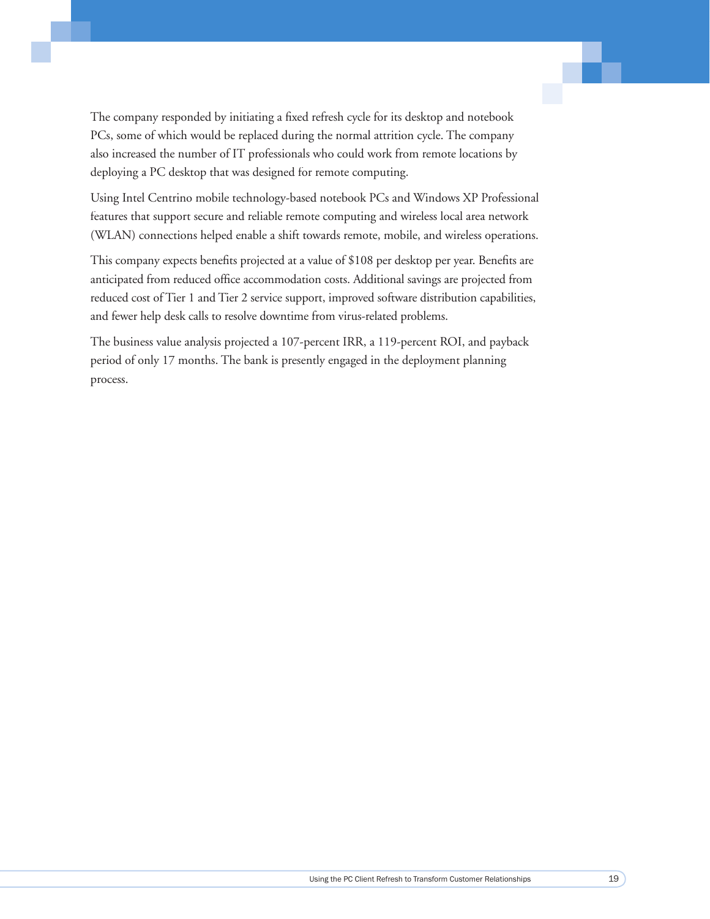The company responded by initiating a fixed refresh cycle for its desktop and notebook PCs, some of which would be replaced during the normal attrition cycle. The company also increased the number of IT professionals who could work from remote locations by deploying a PC desktop that was designed for remote computing.

Using Intel Centrino mobile technology-based notebook PCs and Windows XP Professional features that support secure and reliable remote computing and wireless local area network (WLAN) connections helped enable a shift towards remote, mobile, and wireless operations.

This company expects benefits projected at a value of $108 per desktop per year. Benefits are anticipated from reduced office accommodation costs. Additional savings are projected from reduced cost of Tier 1 and Tier 2 service support, improved software distribution capabilities, and fewer help desk calls to resolve downtime from virus-related problems.

The business value analysis projected a 107-percent IRR, a 119-percent ROI, and payback period of only 17 months. The bank is presently engaged in the deployment planning process.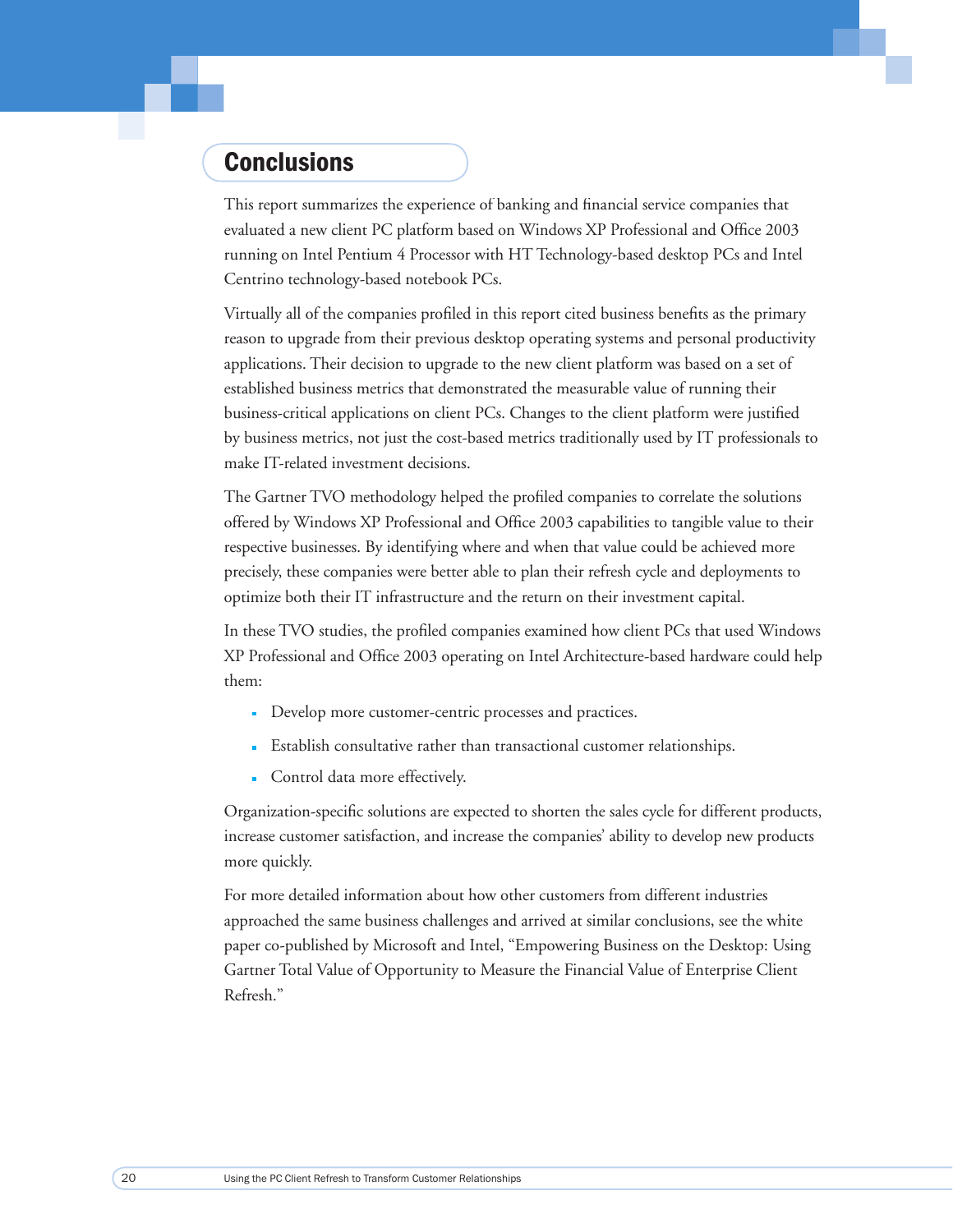## Conclusions

This report summarizes the experience of banking and financial service companies that evaluated a new client PC platform based on Windows XP Professional and Office 2003 running on Intel Pentium 4 Processor with HT Technology-based desktop PCs and Intel Centrino technology-based notebook PCs.

Virtually all of the companies profiled in this report cited business benefits as the primary reason to upgrade from their previous desktop operating systems and personal productivity applications. Their decision to upgrade to the new client platform was based on a set of established business metrics that demonstrated the measurable value of running their business-critical applications on client PCs. Changes to the client platform were justified by business metrics, not just the cost-based metrics traditionally used by IT professionals to make IT-related investment decisions.

The Gartner TVO methodology helped the profiled companies to correlate the solutions offered by Windows XP Professional and Office 2003 capabilities to tangible value to their respective businesses. By identifying where and when that value could be achieved more precisely, these companies were better able to plan their refresh cycle and deployments to optimize both their IT infrastructure and the return on their investment capital.

In these TVO studies, the profiled companies examined how client PCs that used Windows XP Professional and Office 2003 operating on Intel Architecture-based hardware could help them:

- Develop more customer-centric processes and practices.
- Establish consultative rather than transactional customer relationships.
- Control data more effectively.

Organization-specific solutions are expected to shorten the sales cycle for different products, increase customer satisfaction, and increase the companies' ability to develop new products more quickly.

For more detailed information about how other customers from different industries approached the same business challenges and arrived at similar conclusions, see the white paper co-published by Microsoft and Intel, "Empowering Business on the Desktop: Using Gartner Total Value of Opportunity to Measure the Financial Value of Enterprise Client Refresh."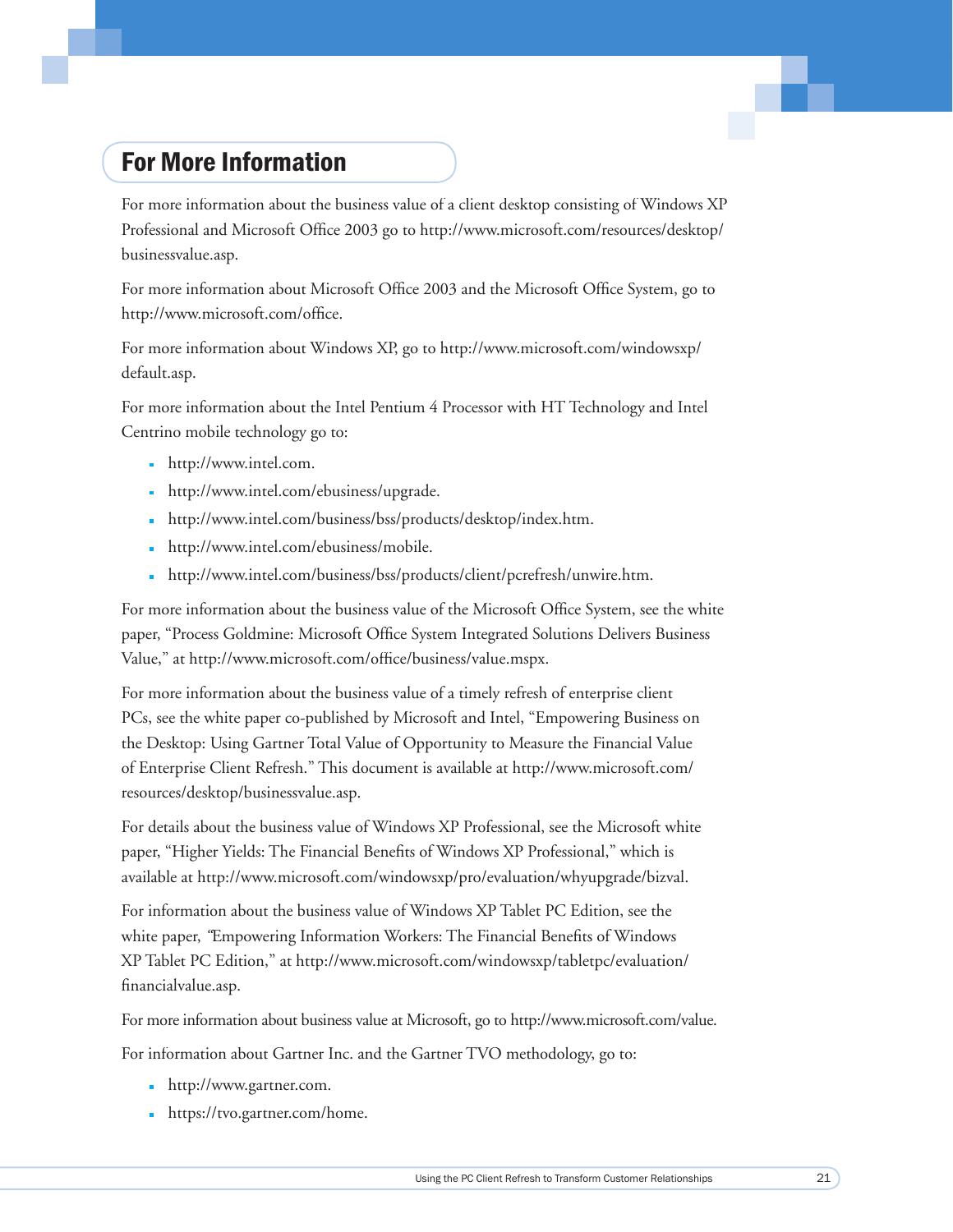## For More Information

For more information about the business value of a client desktop consisting of Windows XP Professional and Microsoft Office 2003 go to http://www.microsoft.com/resources/desktop/businessvalue.asp.

For more information about Microsoft Office 2003 and the Microsoft Office System, go to http://www.microsoft.com/office.

For more information about Windows XP, go to http://www.microsoft.com/windowsxp/default.asp.

For more information about the Intel Pentium 4 Processor with HT Technology and Intel Centrino mobile technology go to:

- http://www.intel.com.
- http://www.intel.com/ebusiness/upgrade.
- http://www.intel.com/business/bss/products/desktop/index.htm.
- http://www.intel.com/ebusiness/mobile.
- http://www.intel.com/business/bss/products/client/pcrefresh/unwire.htm.

For more information about the business value of the Microsoft Office System, see the white paper, "Process Goldmine: Microsoft Office System Integrated Solutions Delivers Business Value," at http://www.microsoft.com/office/business/value.mspx.

For more information about the business value of a timely refresh of enterprise client PCs, see the white paper co-published by Microsoft and Intel, "Empowering Business on the Desktop: Using Gartner Total Value of Opportunity to Measure the Financial Value of Enterprise Client Refresh." This document is available at http://www.microsoft.com/resources/desktop/businessvalue.asp.

For details about the business value of Windows XP Professional, see the Microsoft white paper, "Higher Yields: The Financial Benefits of Windows XP Professional," which is available at http://www.microsoft.com/windowsxp/pro/evaluation/whyupgrade/bizval.

For information about the business value of Windows XP Tablet PC Edition, see the white paper, "Empowering Information Workers: The Financial Benefits of Windows XP Tablet PC Edition," at http://www.microsoft.com/windowsxp/tabletpc/evaluation/financialvalue.asp.

For more information about business value at Microsoft, go to http://www.microsoft.com/value.

For information about Gartner Inc. and the Gartner TVO methodology, go to:

- http://www.gartner.com.
- https://tvo.gartner.com/home.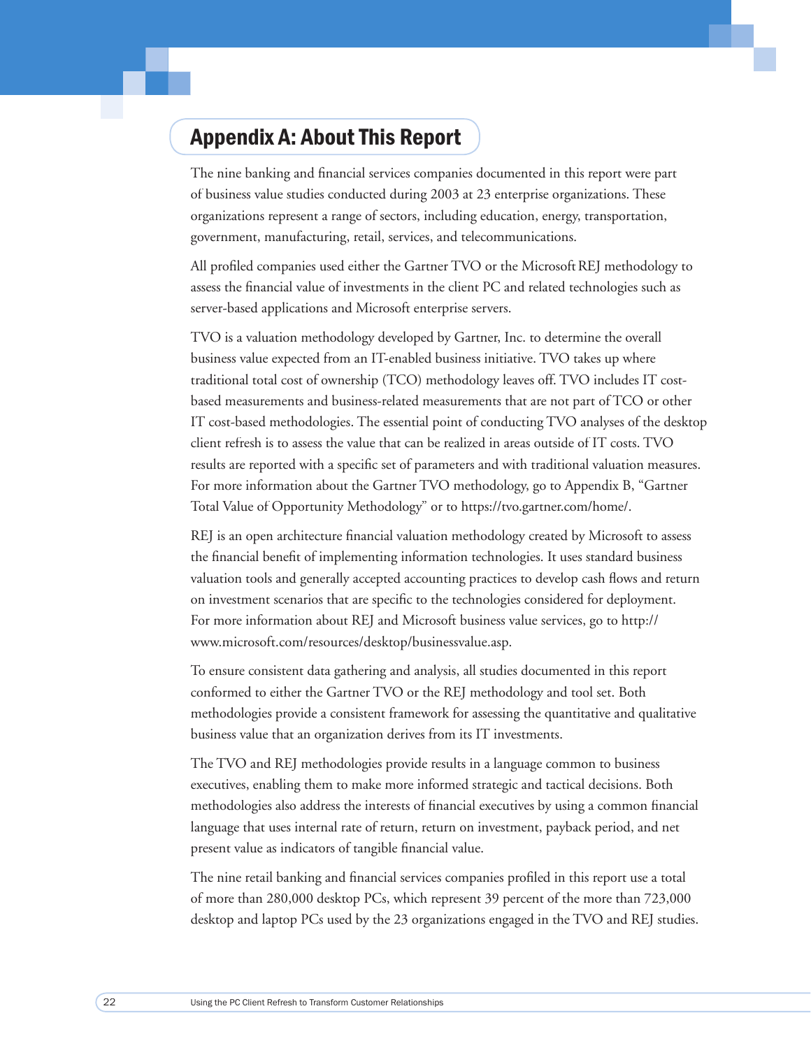## Appendix A: About This Report

The nine banking and financial services companies documented in this report were part of business value studies conducted during 2003 at 23 enterprise organizations. These organizations represent a range of sectors, including education, energy, transportation, government, manufacturing, retail, services, and telecommunications.

All profiled companies used either the Gartner TVO or the Microsoft REJ methodology to assess the financial value of investments in the client PC and related technologies such as server-based applications and Microsoft enterprise servers.

TVO is a valuation methodology developed by Gartner, Inc. to determine the overall business value expected from an IT-enabled business initiative. TVO takes up where traditional total cost of ownership (TCO) methodology leaves off. TVO includes IT cost-based measurements and business-related measurements that are not part of TCO or other IT cost-based methodologies. The essential point of conducting TVO analyses of the desktop client refresh is to assess the value that can be realized in areas outside of IT costs. TVO results are reported with a specific set of parameters and with traditional valuation measures. For more information about the Gartner TVO methodology, go to Appendix B, "Gartner Total Value of Opportunity Methodology" or to https://tvo.gartner.com/home/.

REJ is an open architecture financial valuation methodology created by Microsoft to assess the financial benefit of implementing information technologies. It uses standard business valuation tools and generally accepted accounting practices to develop cash flows and return on investment scenarios that are specific to the technologies considered for deployment. For more information about REJ and Microsoft business value services, go to http://www.microsoft.com/resources/desktop/businessvalue.asp.

To ensure consistent data gathering and analysis, all studies documented in this report conformed to either the Gartner TVO or the REJ methodology and tool set. Both methodologies provide a consistent framework for assessing the quantitative and qualitative business value that an organization derives from its IT investments.

The TVO and REJ methodologies provide results in a language common to business executives, enabling them to make more informed strategic and tactical decisions. Both methodologies also address the interests of financial executives by using a common financial language that uses internal rate of return, return on investment, payback period, and net present value as indicators of tangible financial value.

The nine retail banking and financial services companies profiled in this report use a total of more than 280,000 desktop PCs, which represent 39 percent of the more than 723,000 desktop and laptop PCs used by the 23 organizations engaged in the TVO and REJ studies.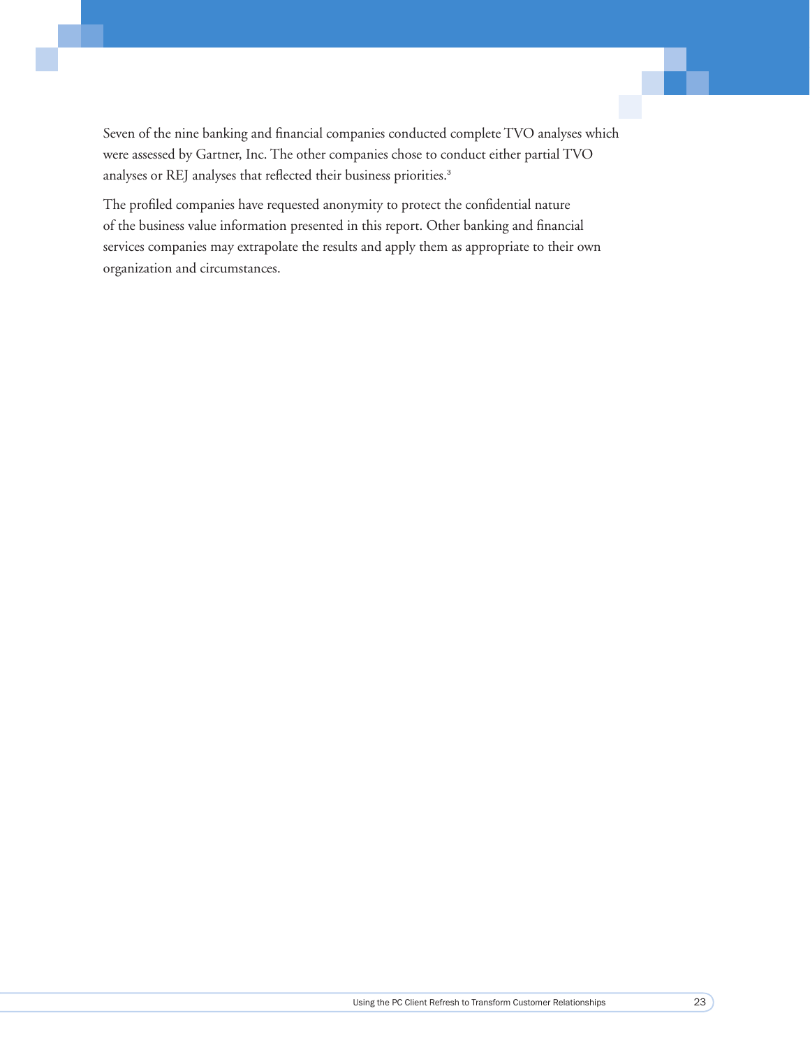Seven of the nine banking and financial companies conducted complete TVO analyses which were assessed by Gartner, Inc. The other companies chose to conduct either partial TVO analyses or REJ analyses that reflected their business priorities.[3]

The profiled companies have requested anonymity to protect the confidential nature of the business value information presented in this report. Other banking and financial services companies may extrapolate the results and apply them as appropriate to their own organization and circumstances.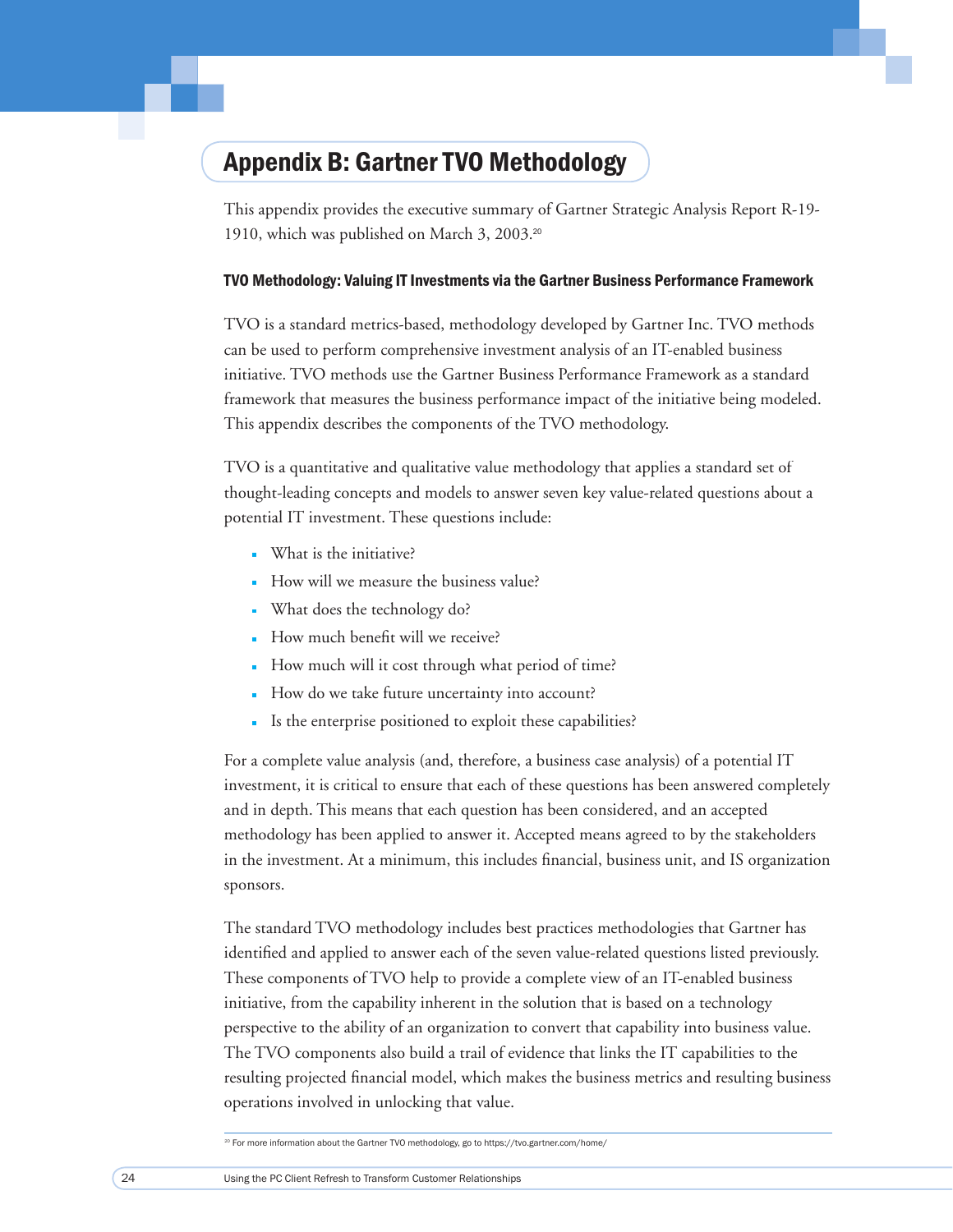## Appendix B: Gartner TVO Methodology

This appendix provides the executive summary of Gartner Strategic Analysis Report R-19-1910, which was published on March 3, 2003.[20]

#### TVO Methodology: Valuing IT Investments via the Gartner Business Performance Framework

TVO is a standard metrics-based, methodology developed by Gartner Inc. TVO methods can be used to perform comprehensive investment analysis of an IT-enabled business initiative. TVO methods use the Gartner Business Performance Framework as a standard framework that measures the business performance impact of the initiative being modeled. This appendix describes the components of the TVO methodology.

TVO is a quantitative and qualitative value methodology that applies a standard set of thought-leading concepts and models to answer seven key value-related questions about a potential IT investment. These questions include:

- What is the initiative?
- How will we measure the business value?
- What does the technology do?
- How much benefit will we receive?
- How much will it cost through what period of time?
- How do we take future uncertainty into account?
- Is the enterprise positioned to exploit these capabilities?

For a complete value analysis (and, therefore, a business case analysis) of a potential IT investment, it is critical to ensure that each of these questions has been answered completely and in depth. This means that each question has been considered, and an accepted methodology has been applied to answer it. Accepted means agreed to by the stakeholders in the investment. At a minimum, this includes financial, business unit, and IS organization sponsors.

The standard TVO methodology includes best practices methodologies that Gartner has identified and applied to answer each of the seven value-related questions listed previously. These components of TVO help to provide a complete view of an IT-enabled business initiative, from the capability inherent in the solution that is based on a technology perspective to the ability of an organization to convert that capability into business value. The TVO components also build a trail of evidence that links the IT capabilities to the resulting projected financial model, which makes the business metrics and resulting business operations involved in unlocking that value.

[20] For more information about the Gartner TVO methodology, go to https://tvo.gartner.com/home/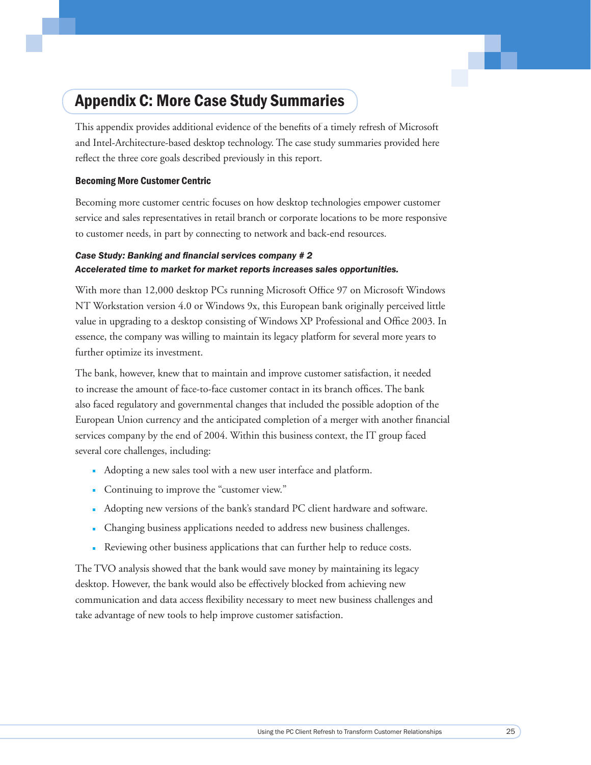# Appendix C: More Case Study Summaries

This appendix provides additional evidence of the benefits of a timely refresh of Microsoft and Intel-Architecture-based desktop technology. The case study summaries provided here reflect the three core goals described previously in this report.

### Becoming More Customer Centric

Becoming more customer centric focuses on how desktop technologies empower customer service and sales representatives in retail branch or corporate locations to be more responsive to customer needs, in part by connecting to network and back-end resources.

***Case Study: Banking and financial services company # 2***
***Accelerated time to market for market reports increases sales opportunities.***

With more than 12,000 desktop PCs running Microsoft Office 97 on Microsoft Windows NT Workstation version 4.0 or Windows 9x, this European bank originally perceived little value in upgrading to a desktop consisting of Windows XP Professional and Office 2003. In essence, the company was willing to maintain its legacy platform for several more years to further optimize its investment.

The bank, however, knew that to maintain and improve customer satisfaction, it needed to increase the amount of face-to-face customer contact in its branch offices. The bank also faced regulatory and governmental changes that included the possible adoption of the European Union currency and the anticipated completion of a merger with another financial services company by the end of 2004. Within this business context, the IT group faced several core challenges, including:

- Adopting a new sales tool with a new user interface and platform.
- Continuing to improve the "customer view."
- Adopting new versions of the bank's standard PC client hardware and software.
- Changing business applications needed to address new business challenges.
- Reviewing other business applications that can further help to reduce costs.

The TVO analysis showed that the bank would save money by maintaining its legacy desktop. However, the bank would also be effectively blocked from achieving new communication and data access flexibility necessary to meet new business challenges and take advantage of new tools to help improve customer satisfaction.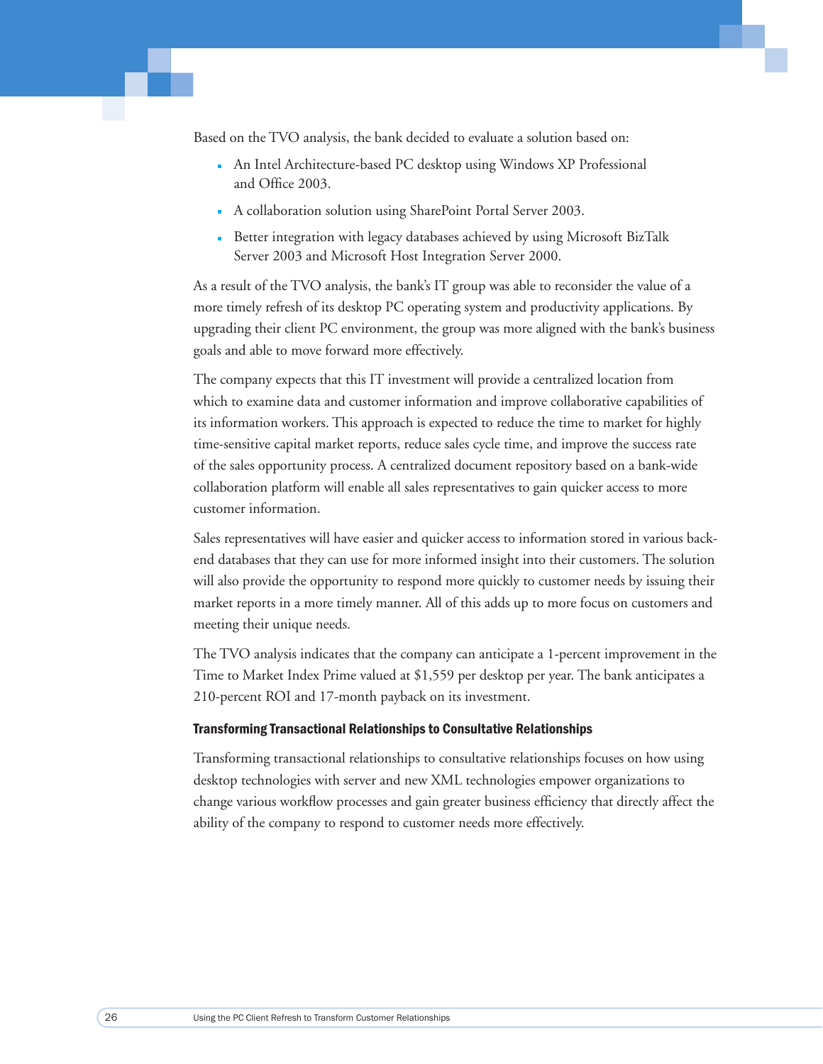Based on the TVO analysis, the bank decided to evaluate a solution based on:

- An Intel Architecture-based PC desktop using Windows XP Professional and Office 2003.
- A collaboration solution using SharePoint Portal Server 2003.
- Better integration with legacy databases achieved by using Microsoft BizTalk Server 2003 and Microsoft Host Integration Server 2000.

As a result of the TVO analysis, the bank's IT group was able to reconsider the value of a more timely refresh of its desktop PC operating system and productivity applications. By upgrading their client PC environment, the group was more aligned with the bank's business goals and able to move forward more effectively.

The company expects that this IT investment will provide a centralized location from which to examine data and customer information and improve collaborative capabilities of its information workers. This approach is expected to reduce the time to market for highly time-sensitive capital market reports, reduce sales cycle time, and improve the success rate of the sales opportunity process. A centralized document repository based on a bank-wide collaboration platform will enable all sales representatives to gain quicker access to more customer information.

Sales representatives will have easier and quicker access to information stored in various back-end databases that they can use for more informed insight into their customers. The solution will also provide the opportunity to respond more quickly to customer needs by issuing their market reports in a more timely manner. All of this adds up to more focus on customers and meeting their unique needs.

The TVO analysis indicates that the company can anticipate a 1-percent improvement in the Time to Market Index Prime valued at $1,559 per desktop per year. The bank anticipates a 210-percent ROI and 17-month payback on its investment.

#### Transforming Transactional Relationships to Consultative Relationships

Transforming transactional relationships to consultative relationships focuses on how using desktop technologies with server and new XML technologies empower organizations to change various workflow processes and gain greater business efficiency that directly affect the ability of the company to respond to customer needs more effectively.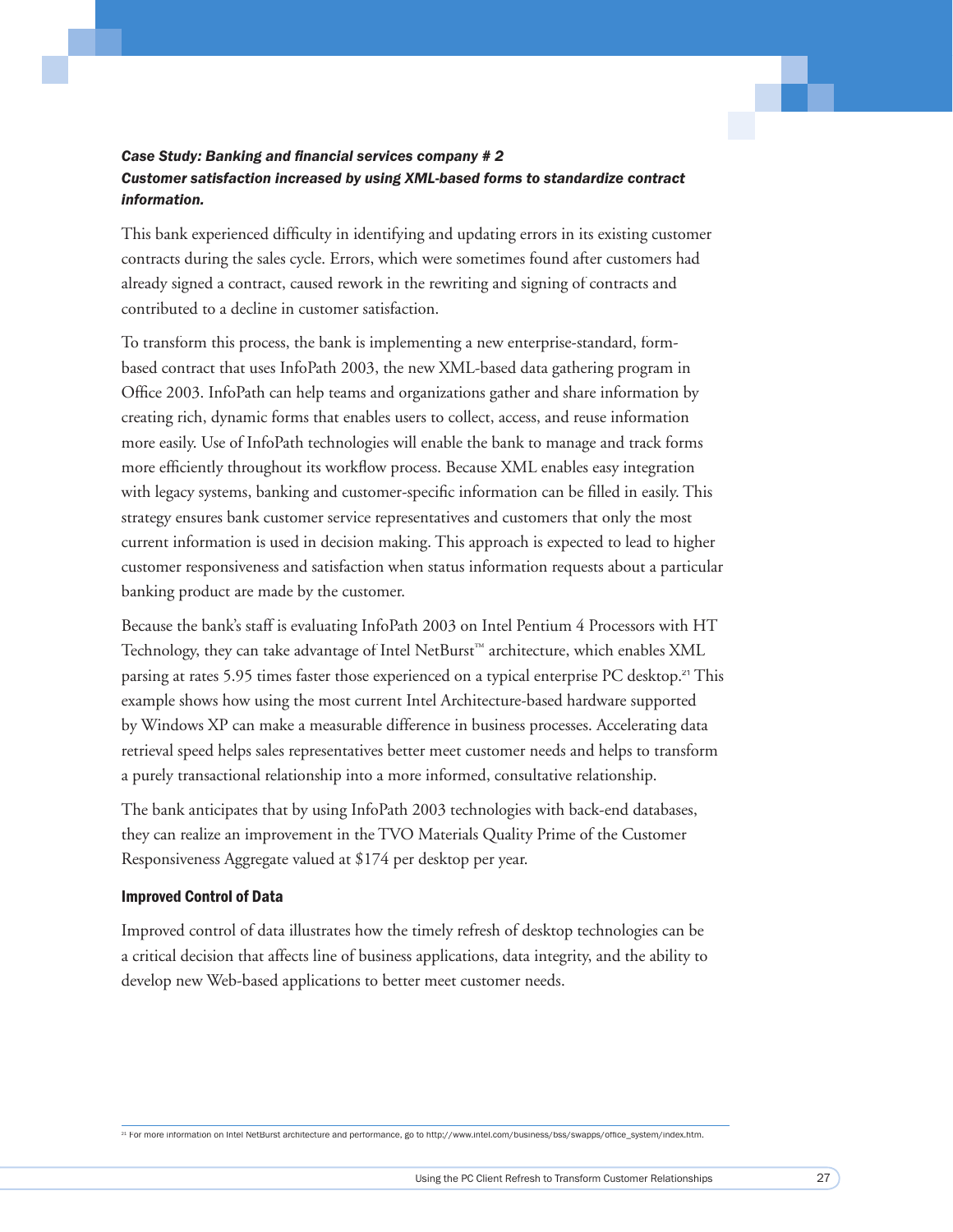***Case Study: Banking and financial services company # 2***
***Customer satisfaction increased by using XML-based forms to standardize contract information.***

This bank experienced difficulty in identifying and updating errors in its existing customer contracts during the sales cycle. Errors, which were sometimes found after customers had already signed a contract, caused rework in the rewriting and signing of contracts and contributed to a decline in customer satisfaction.

To transform this process, the bank is implementing a new enterprise-standard, form-based contract that uses InfoPath 2003, the new XML-based data gathering program in Office 2003. InfoPath can help teams and organizations gather and share information by creating rich, dynamic forms that enables users to collect, access, and reuse information more easily. Use of InfoPath technologies will enable the bank to manage and track forms more efficiently throughout its workflow process. Because XML enables easy integration with legacy systems, banking and customer-specific information can be filled in easily. This strategy ensures bank customer service representatives and customers that only the most current information is used in decision making. This approach is expected to lead to higher customer responsiveness and satisfaction when status information requests about a particular banking product are made by the customer.

Because the bank's staff is evaluating InfoPath 2003 on Intel Pentium 4 Processors with HT Technology, they can take advantage of Intel NetBurst™ architecture, which enables XML parsing at rates 5.95 times faster those experienced on a typical enterprise PC desktop.[21] This example shows how using the most current Intel Architecture-based hardware supported by Windows XP can make a measurable difference in business processes. Accelerating data retrieval speed helps sales representatives better meet customer needs and helps to transform a purely transactional relationship into a more informed, consultative relationship.

The bank anticipates that by using InfoPath 2003 technologies with back-end databases, they can realize an improvement in the TVO Materials Quality Prime of the Customer Responsiveness Aggregate valued at $174 per desktop per year.

### Improved Control of Data

Improved control of data illustrates how the timely refresh of desktop technologies can be a critical decision that affects line of business applications, data integrity, and the ability to develop new Web-based applications to better meet customer needs.

[21] For more information on Intel NetBurst architecture and performance, go to http://www.intel.com/business/bss/swapps/office_system/index.htm.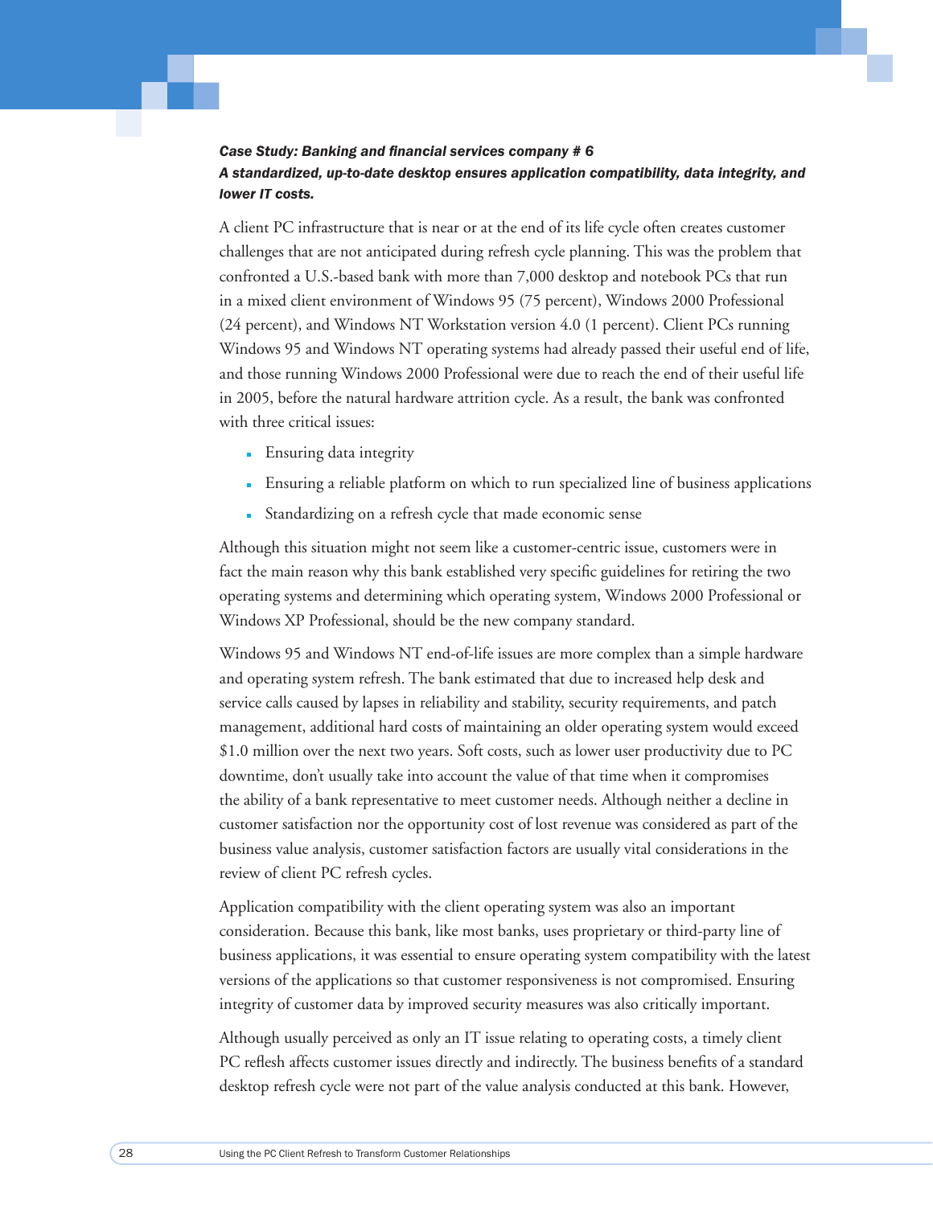***Case Study: Banking and financial services company # 6***
***A standardized, up-to-date desktop ensures application compatibility, data integrity, and lower IT costs.***

A client PC infrastructure that is near or at the end of its life cycle often creates customer challenges that are not anticipated during refresh cycle planning. This was the problem that confronted a U.S.-based bank with more than 7,000 desktop and notebook PCs that run in a mixed client environment of Windows 95 (75 percent), Windows 2000 Professional (24 percent), and Windows NT Workstation version 4.0 (1 percent). Client PCs running Windows 95 and Windows NT operating systems had already passed their useful end of life, and those running Windows 2000 Professional were due to reach the end of their useful life in 2005, before the natural hardware attrition cycle. As a result, the bank was confronted with three critical issues:

- Ensuring data integrity
- Ensuring a reliable platform on which to run specialized line of business applications
- Standardizing on a refresh cycle that made economic sense

Although this situation might not seem like a customer-centric issue, customers were in fact the main reason why this bank established very specific guidelines for retiring the two operating systems and determining which operating system, Windows 2000 Professional or Windows XP Professional, should be the new company standard.

Windows 95 and Windows NT end-of-life issues are more complex than a simple hardware and operating system refresh. The bank estimated that due to increased help desk and service calls caused by lapses in reliability and stability, security requirements, and patch management, additional hard costs of maintaining an older operating system would exceed $1.0 million over the next two years. Soft costs, such as lower user productivity due to PC downtime, don't usually take into account the value of that time when it compromises the ability of a bank representative to meet customer needs. Although neither a decline in customer satisfaction nor the opportunity cost of lost revenue was considered as part of the business value analysis, customer satisfaction factors are usually vital considerations in the review of client PC refresh cycles.

Application compatibility with the client operating system was also an important consideration. Because this bank, like most banks, uses proprietary or third-party line of business applications, it was essential to ensure operating system compatibility with the latest versions of the applications so that customer responsiveness is not compromised. Ensuring integrity of customer data by improved security measures was also critically important.

Although usually perceived as only an IT issue relating to operating costs, a timely client PC reflesh affects customer issues directly and indirectly. The business benefits of a standard desktop refresh cycle were not part of the value analysis conducted at this bank. However,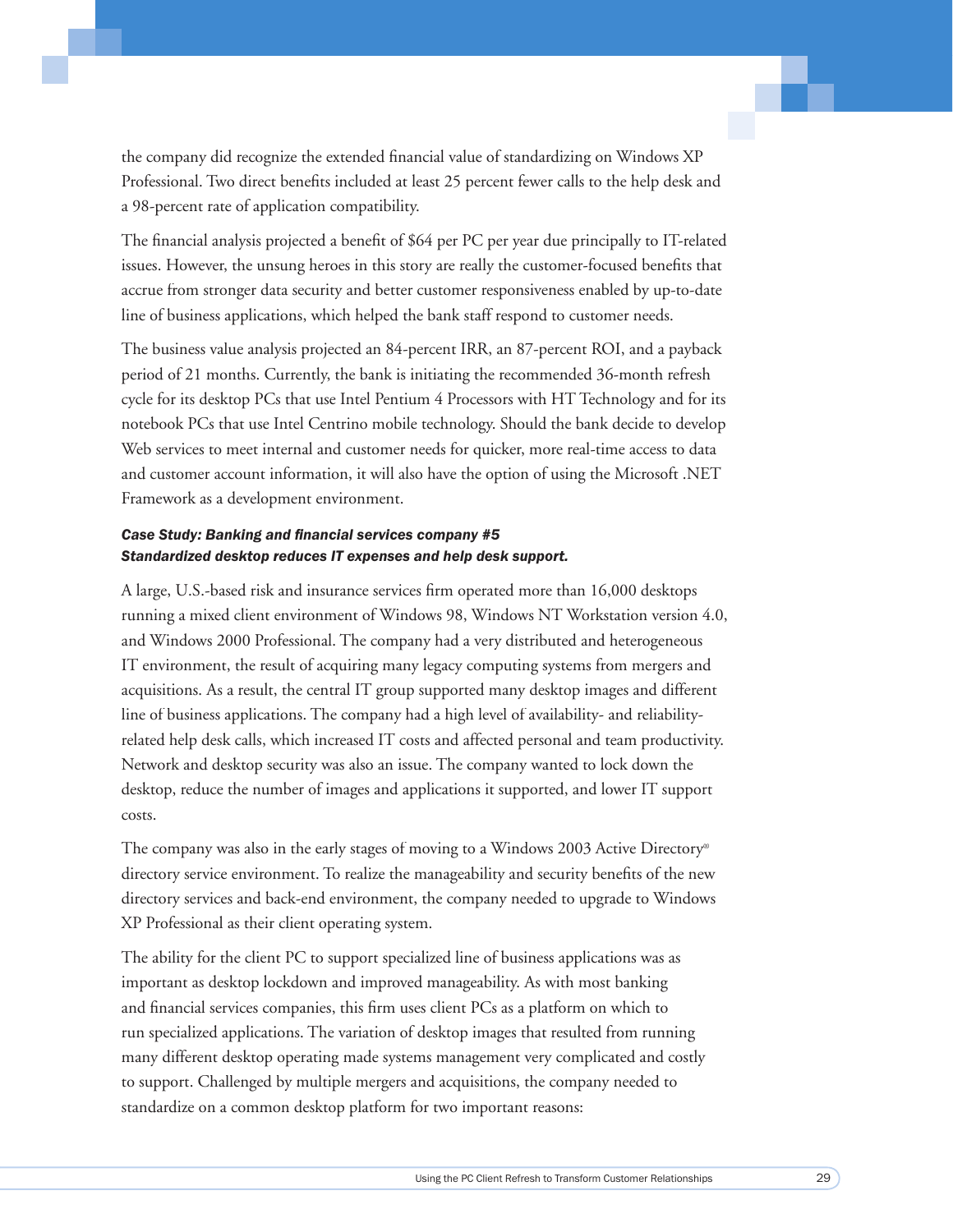the company did recognize the extended financial value of standardizing on Windows XP Professional. Two direct benefits included at least 25 percent fewer calls to the help desk and a 98-percent rate of application compatibility.

The financial analysis projected a benefit of $64 per PC per year due principally to IT-related issues. However, the unsung heroes in this story are really the customer-focused benefits that accrue from stronger data security and better customer responsiveness enabled by up-to-date line of business applications, which helped the bank staff respond to customer needs.

The business value analysis projected an 84-percent IRR, an 87-percent ROI, and a payback period of 21 months. Currently, the bank is initiating the recommended 36-month refresh cycle for its desktop PCs that use Intel Pentium 4 Processors with HT Technology and for its notebook PCs that use Intel Centrino mobile technology. Should the bank decide to develop Web services to meet internal and customer needs for quicker, more real-time access to data and customer account information, it will also have the option of using the Microsoft .NET Framework as a development environment.

***Case Study: Banking and financial services company #5***
***Standardized desktop reduces IT expenses and help desk support.***

A large, U.S.-based risk and insurance services firm operated more than 16,000 desktops running a mixed client environment of Windows 98, Windows NT Workstation version 4.0, and Windows 2000 Professional. The company had a very distributed and heterogeneous IT environment, the result of acquiring many legacy computing systems from mergers and acquisitions. As a result, the central IT group supported many desktop images and different line of business applications. The company had a high level of availability- and reliability-related help desk calls, which increased IT costs and affected personal and team productivity. Network and desktop security was also an issue. The company wanted to lock down the desktop, reduce the number of images and applications it supported, and lower IT support costs.

The company was also in the early stages of moving to a Windows 2003 Active Directory® directory service environment. To realize the manageability and security benefits of the new directory services and back-end environment, the company needed to upgrade to Windows XP Professional as their client operating system.

The ability for the client PC to support specialized line of business applications was as important as desktop lockdown and improved manageability. As with most banking and financial services companies, this firm uses client PCs as a platform on which to run specialized applications. The variation of desktop images that resulted from running many different desktop operating made systems management very complicated and costly to support. Challenged by multiple mergers and acquisitions, the company needed to standardize on a common desktop platform for two important reasons: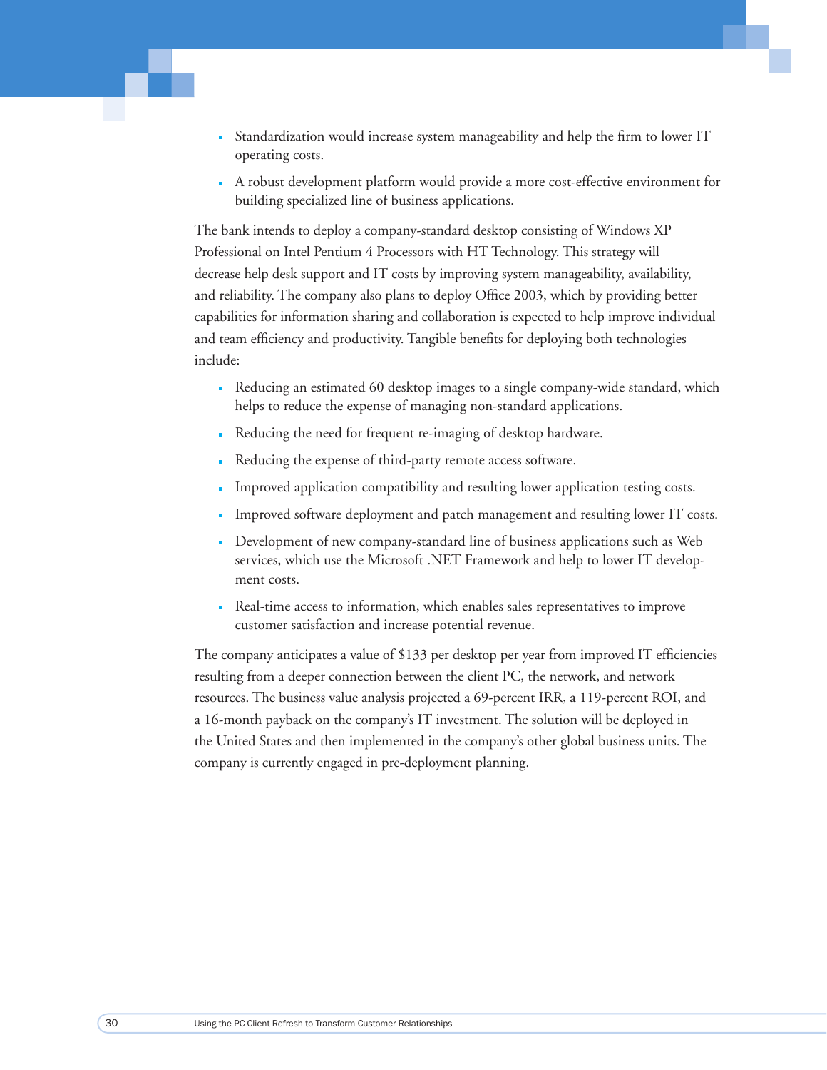- Standardization would increase system manageability and help the firm to lower IT operating costs.
- A robust development platform would provide a more cost-effective environment for building specialized line of business applications.

The bank intends to deploy a company-standard desktop consisting of Windows XP Professional on Intel Pentium 4 Processors with HT Technology. This strategy will decrease help desk support and IT costs by improving system manageability, availability, and reliability. The company also plans to deploy Office 2003, which by providing better capabilities for information sharing and collaboration is expected to help improve individual and team efficiency and productivity. Tangible benefits for deploying both technologies include:

- Reducing an estimated 60 desktop images to a single company-wide standard, which helps to reduce the expense of managing non-standard applications.
- Reducing the need for frequent re-imaging of desktop hardware.
- Reducing the expense of third-party remote access software.
- Improved application compatibility and resulting lower application testing costs.
- Improved software deployment and patch management and resulting lower IT costs.
- Development of new company-standard line of business applications such as Web services, which use the Microsoft .NET Framework and help to lower IT development costs.
- Real-time access to information, which enables sales representatives to improve customer satisfaction and increase potential revenue.

The company anticipates a value of $133 per desktop per year from improved IT efficiencies resulting from a deeper connection between the client PC, the network, and network resources. The business value analysis projected a 69-percent IRR, a 119-percent ROI, and a 16-month payback on the company's IT investment. The solution will be deployed in the United States and then implemented in the company's other global business units. The company is currently engaged in pre-deployment planning.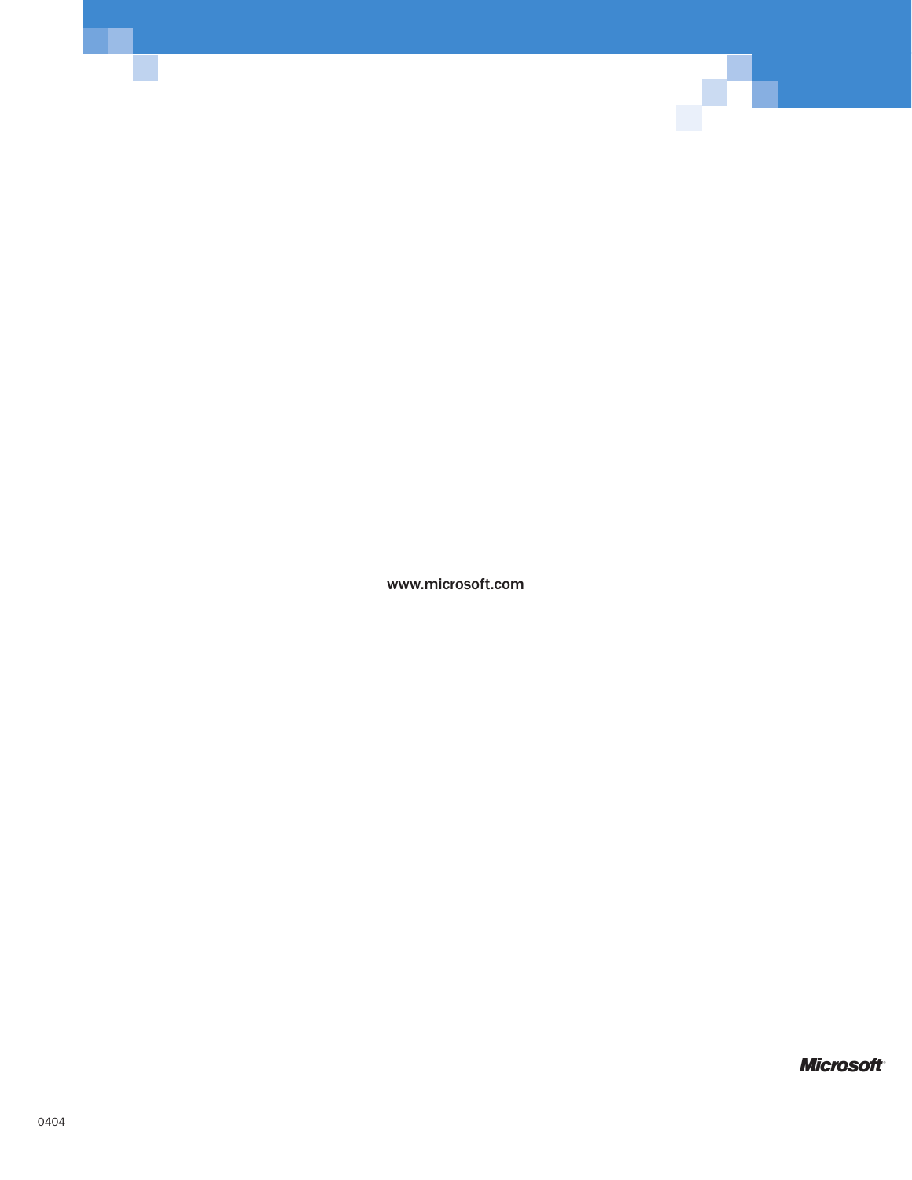www.microsoft.com

Microsoft

0404